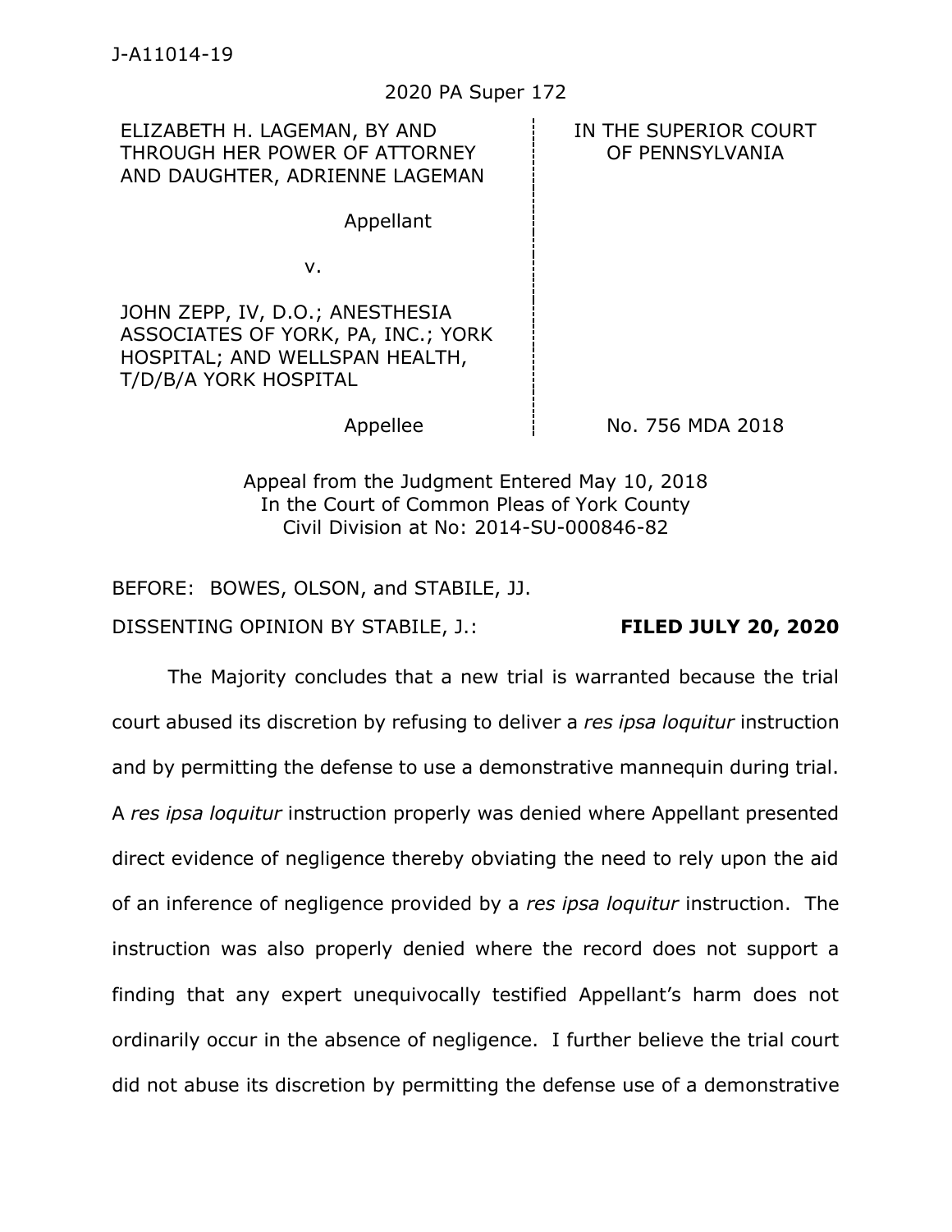2020 PA Super 172

| ELIZABETH H. LAGEMAN, BY AND THROUGH HER POWER OF ATTORNEY AND DAUGHTER, ADRIENNE LAGEMAN | IN THE SUPERIOR COURT OF PENNSYLVANIA |
|---|---|
| Appellant | |
| v. | |
| JOHN ZEPP, IV, D.O.; ANESTHESIA ASSOCIATES OF YORK, PA, INC.; YORK HOSPITAL; AND WELLSPAN HEALTH, T/D/B/A YORK HOSPITAL | |
| Appellee | No. 756 MDA 2018 |

Appeal from the Judgment Entered May 10, 2018
In the Court of Common Pleas of York County
Civil Division at No: 2014-SU-000846-82

BEFORE: BOWES, OLSON, and STABILE, JJ.

DISSENTING OPINION BY STABILE, J.: **FILED JULY 20, 2020**

The Majority concludes that a new trial is warranted because the trial court abused its discretion by refusing to deliver a *res ipsa loquitur* instruction and by permitting the defense to use a demonstrative mannequin during trial. A *res ipsa loquitur* instruction properly was denied where Appellant presented direct evidence of negligence thereby obviating the need to rely upon the aid of an inference of negligence provided by a *res ipsa loquitur* instruction. The instruction was also properly denied where the record does not support a finding that any expert unequivocally testified Appellant's harm does not ordinarily occur in the absence of negligence. I further believe the trial court did not abuse its discretion by permitting the defense use of a demonstrative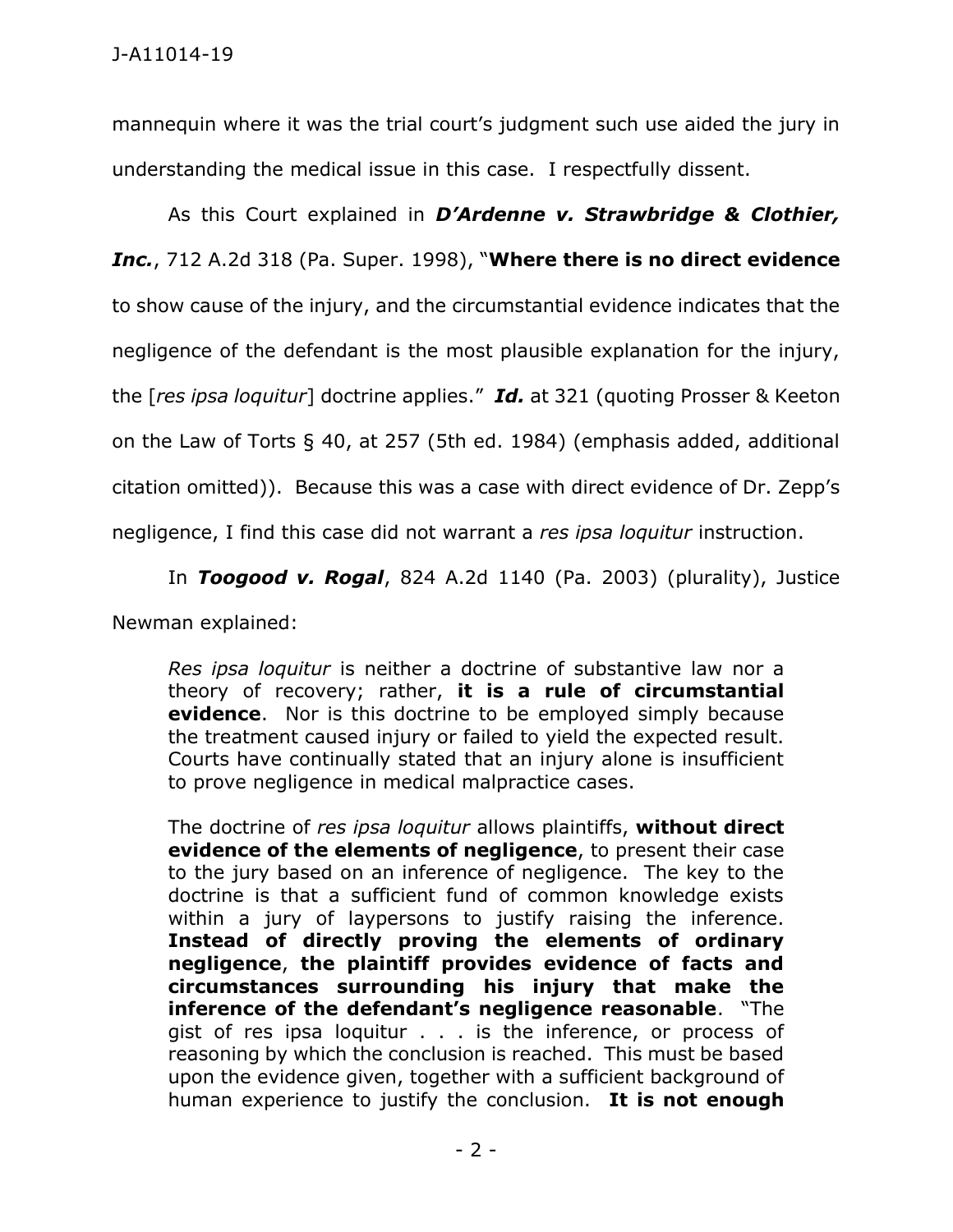mannequin where it was the trial court's judgment such use aided the jury in understanding the medical issue in this case. I respectfully dissent.

As this Court explained in ***D'Ardenne v. Strawbridge & Clothier, Inc.***, 712 A.2d 318 (Pa. Super. 1998), "**Where there is no direct evidence** to show cause of the injury, and the circumstantial evidence indicates that the negligence of the defendant is the most plausible explanation for the injury, the [*res ipsa loquitur*] doctrine applies." ***Id.*** at 321 (quoting Prosser & Keeton on the Law of Torts § 40, at 257 (5th ed. 1984) (emphasis added, additional citation omitted)). Because this was a case with direct evidence of Dr. Zepp's negligence, I find this case did not warrant a *res ipsa loquitur* instruction.

In ***Toogood v. Rogal***, 824 A.2d 1140 (Pa. 2003) (plurality), Justice Newman explained:

> *Res ipsa loquitur* is neither a doctrine of substantive law nor a theory of recovery; rather, **it is a rule of circumstantial evidence**. Nor is this doctrine to be employed simply because the treatment caused injury or failed to yield the expected result. Courts have continually stated that an injury alone is insufficient to prove negligence in medical malpractice cases.
>
> The doctrine of *res ipsa loquitur* allows plaintiffs, **without direct evidence of the elements of negligence**, to present their case to the jury based on an inference of negligence. The key to the doctrine is that a sufficient fund of common knowledge exists within a jury of laypersons to justify raising the inference. **Instead of directly proving the elements of ordinary negligence**, **the plaintiff provides evidence of facts and circumstances surrounding his injury that make the inference of the defendant's negligence reasonable**. "The gist of res ipsa loquitur . . . is the inference, or process of reasoning by which the conclusion is reached. This must be based upon the evidence given, together with a sufficient background of human experience to justify the conclusion. **It is not enough**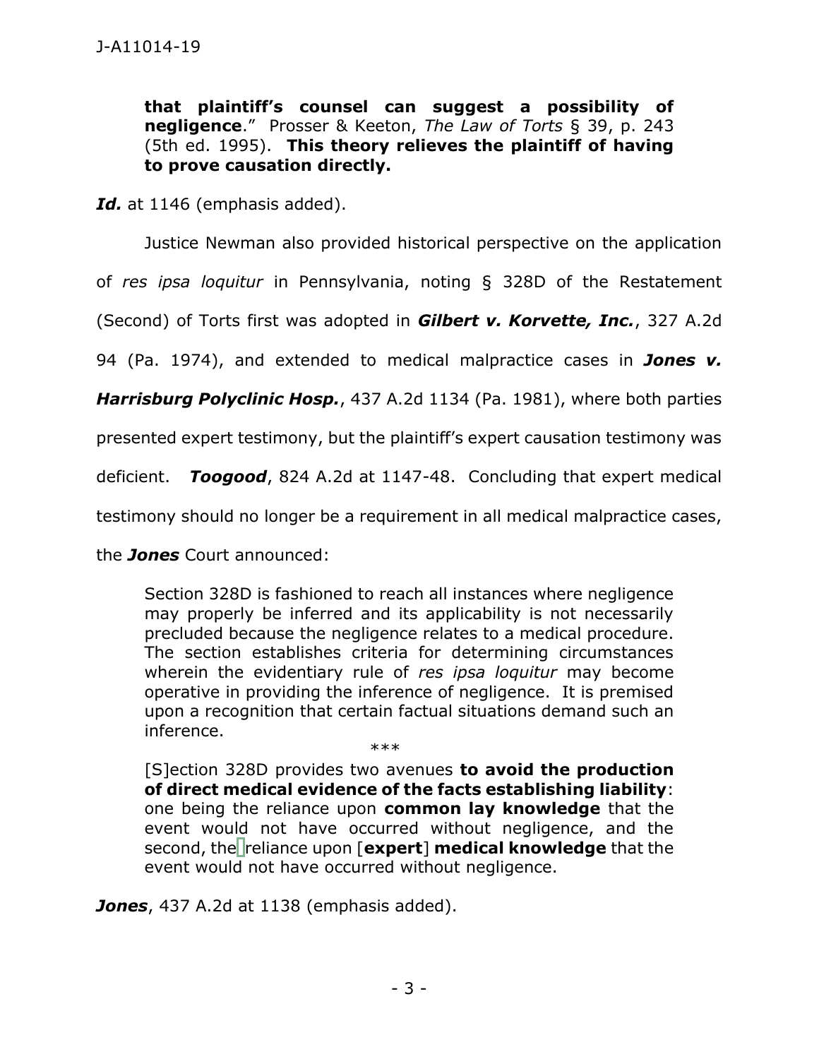> **that plaintiff's counsel can suggest a possibility of negligence**." Prosser & Keeton, *The Law of Torts* § 39, p. 243 (5th ed. 1995). **This theory relieves the plaintiff of having to prove causation directly.**

***Id.*** at 1146 (emphasis added).

Justice Newman also provided historical perspective on the application of *res ipsa loquitur* in Pennsylvania, noting § 328D of the Restatement (Second) of Torts first was adopted in ***Gilbert v. Korvette, Inc.***, 327 A.2d 94 (Pa. 1974), and extended to medical malpractice cases in ***Jones v. Harrisburg Polyclinic Hosp.***, 437 A.2d 1134 (Pa. 1981), where both parties presented expert testimony, but the plaintiff's expert causation testimony was deficient. ***Toogood***, 824 A.2d at 1147-48. Concluding that expert medical testimony should no longer be a requirement in all medical malpractice cases, the ***Jones*** Court announced:

> Section 328D is fashioned to reach all instances where negligence may properly be inferred and its applicability is not necessarily precluded because the negligence relates to a medical procedure. The section establishes criteria for determining circumstances wherein the evidentiary rule of *res ipsa loquitur* may become operative in providing the inference of negligence. It is premised upon a recognition that certain factual situations demand such an inference.
>
> \*\*\*
>
> [S]ection 328D provides two avenues **to avoid the production of direct medical evidence of the facts establishing liability**: one being the reliance upon **common lay knowledge** that the event would not have occurred without negligence, and the second, the reliance upon [**expert**] **medical knowledge** that the event would not have occurred without negligence.

***Jones***, 437 A.2d at 1138 (emphasis added).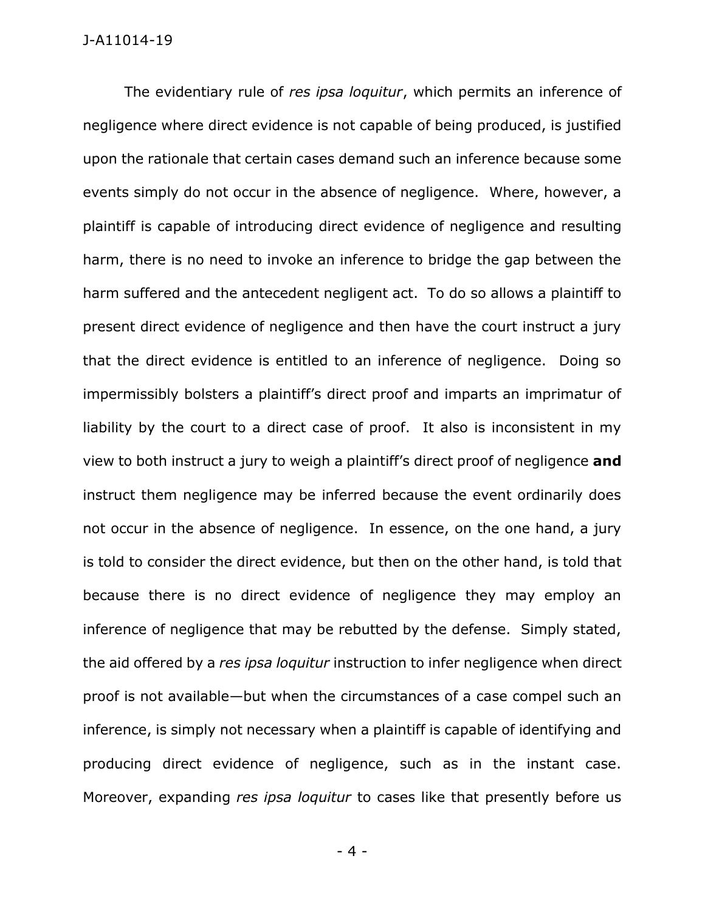The evidentiary rule of *res ipsa loquitur*, which permits an inference of negligence where direct evidence is not capable of being produced, is justified upon the rationale that certain cases demand such an inference because some events simply do not occur in the absence of negligence. Where, however, a plaintiff is capable of introducing direct evidence of negligence and resulting harm, there is no need to invoke an inference to bridge the gap between the harm suffered and the antecedent negligent act. To do so allows a plaintiff to present direct evidence of negligence and then have the court instruct a jury that the direct evidence is entitled to an inference of negligence. Doing so impermissibly bolsters a plaintiff's direct proof and imparts an imprimatur of liability by the court to a direct case of proof. It also is inconsistent in my view to both instruct a jury to weigh a plaintiff's direct proof of negligence **and** instruct them negligence may be inferred because the event ordinarily does not occur in the absence of negligence. In essence, on the one hand, a jury is told to consider the direct evidence, but then on the other hand, is told that because there is no direct evidence of negligence they may employ an inference of negligence that may be rebutted by the defense. Simply stated, the aid offered by a *res ipsa loquitur* instruction to infer negligence when direct proof is not available—but when the circumstances of a case compel such an inference, is simply not necessary when a plaintiff is capable of identifying and producing direct evidence of negligence, such as in the instant case. Moreover, expanding *res ipsa loquitur* to cases like that presently before us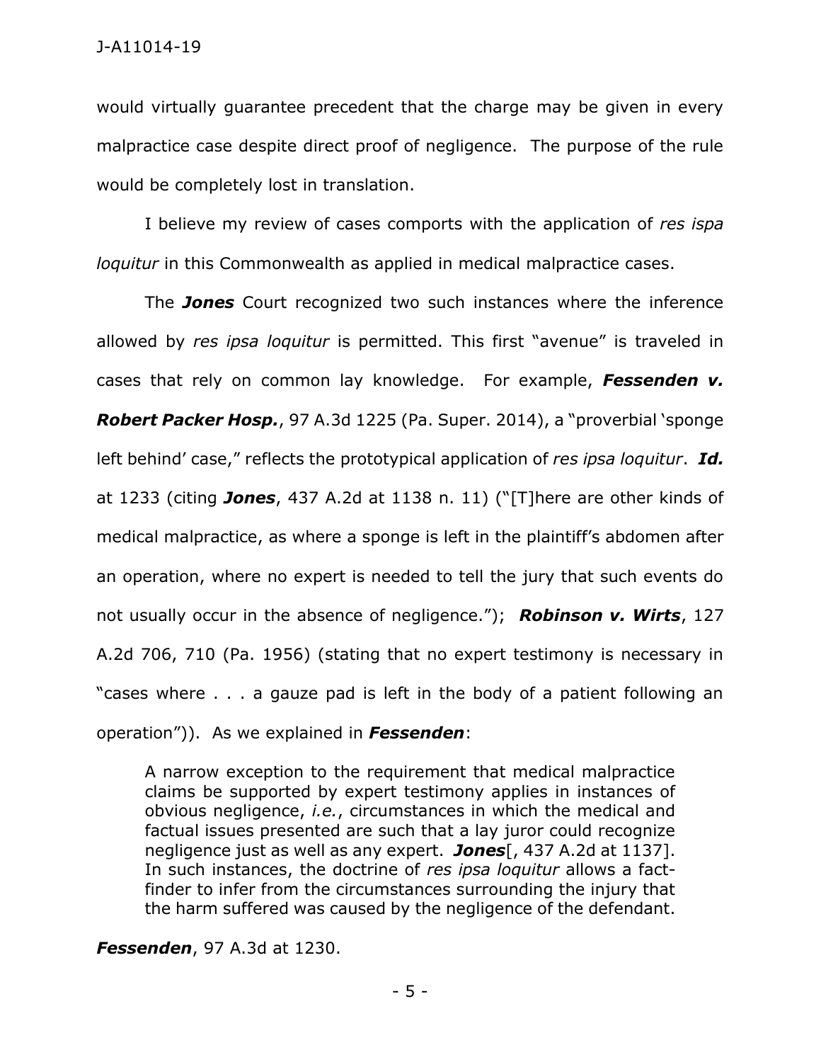would virtually guarantee precedent that the charge may be given in every malpractice case despite direct proof of negligence. The purpose of the rule would be completely lost in translation.

I believe my review of cases comports with the application of *res ispa loquitur* in this Commonwealth as applied in medical malpractice cases.

The ***Jones*** Court recognized two such instances where the inference allowed by *res ipsa loquitur* is permitted. This first "avenue" is traveled in cases that rely on common lay knowledge. For example, ***Fessenden v. Robert Packer Hosp.***, 97 A.3d 1225 (Pa. Super. 2014), a "proverbial 'sponge left behind' case," reflects the prototypical application of *res ipsa loquitur*. ***Id.*** at 1233 (citing ***Jones***, 437 A.2d at 1138 n. 11) ("[T]here are other kinds of medical malpractice, as where a sponge is left in the plaintiff's abdomen after an operation, where no expert is needed to tell the jury that such events do not usually occur in the absence of negligence."); ***Robinson v. Wirts***, 127 A.2d 706, 710 (Pa. 1956) (stating that no expert testimony is necessary in "cases where . . . a gauze pad is left in the body of a patient following an operation")). As we explained in ***Fessenden***:

> A narrow exception to the requirement that medical malpractice claims be supported by expert testimony applies in instances of obvious negligence, *i.e.*, circumstances in which the medical and factual issues presented are such that a lay juror could recognize negligence just as well as any expert. ***Jones***[, 437 A.2d at 1137]. In such instances, the doctrine of *res ipsa loquitur* allows a fact-finder to infer from the circumstances surrounding the injury that the harm suffered was caused by the negligence of the defendant.

***Fessenden***, 97 A.3d at 1230.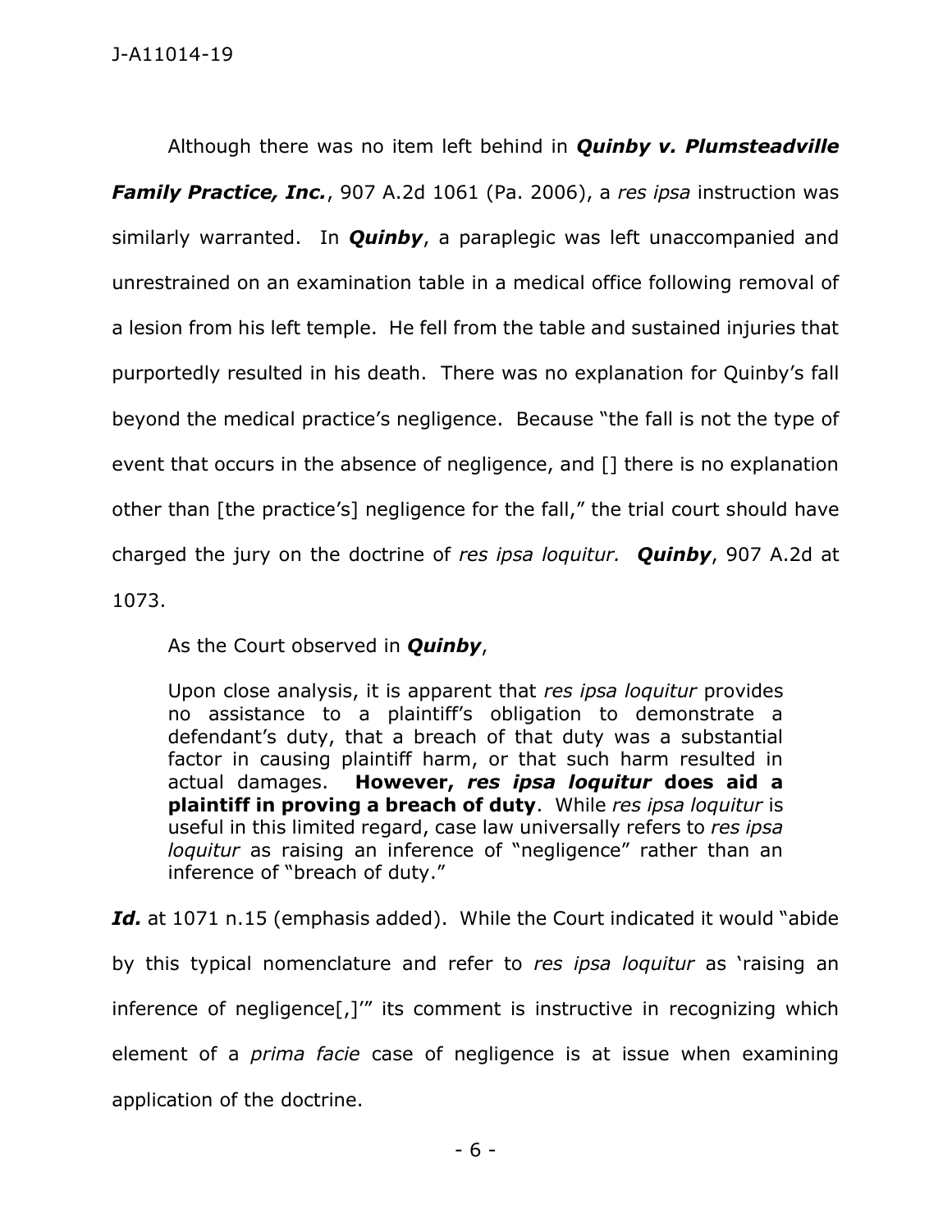Although there was no item left behind in ***Quinby v. Plumsteadville Family Practice, Inc.***, 907 A.2d 1061 (Pa. 2006), a *res ipsa* instruction was similarly warranted. In ***Quinby***, a paraplegic was left unaccompanied and unrestrained on an examination table in a medical office following removal of a lesion from his left temple. He fell from the table and sustained injuries that purportedly resulted in his death. There was no explanation for Quinby's fall beyond the medical practice's negligence. Because "the fall is not the type of event that occurs in the absence of negligence, and [] there is no explanation other than [the practice's] negligence for the fall," the trial court should have charged the jury on the doctrine of *res ipsa loquitur.* ***Quinby***, 907 A.2d at 1073.

As the Court observed in ***Quinby***,

> Upon close analysis, it is apparent that *res ipsa loquitur* provides no assistance to a plaintiff's obligation to demonstrate a defendant's duty, that a breach of that duty was a substantial factor in causing plaintiff harm, or that such harm resulted in actual damages. **However, *res ipsa loquitur* does aid a plaintiff in proving a breach of duty**. While *res ipsa loquitur* is useful in this limited regard, case law universally refers to *res ipsa loquitur* as raising an inference of "negligence" rather than an inference of "breach of duty."

***Id.*** at 1071 n.15 (emphasis added). While the Court indicated it would "abide by this typical nomenclature and refer to *res ipsa loquitur* as 'raising an inference of negligence[,]'" its comment is instructive in recognizing which element of a *prima facie* case of negligence is at issue when examining application of the doctrine.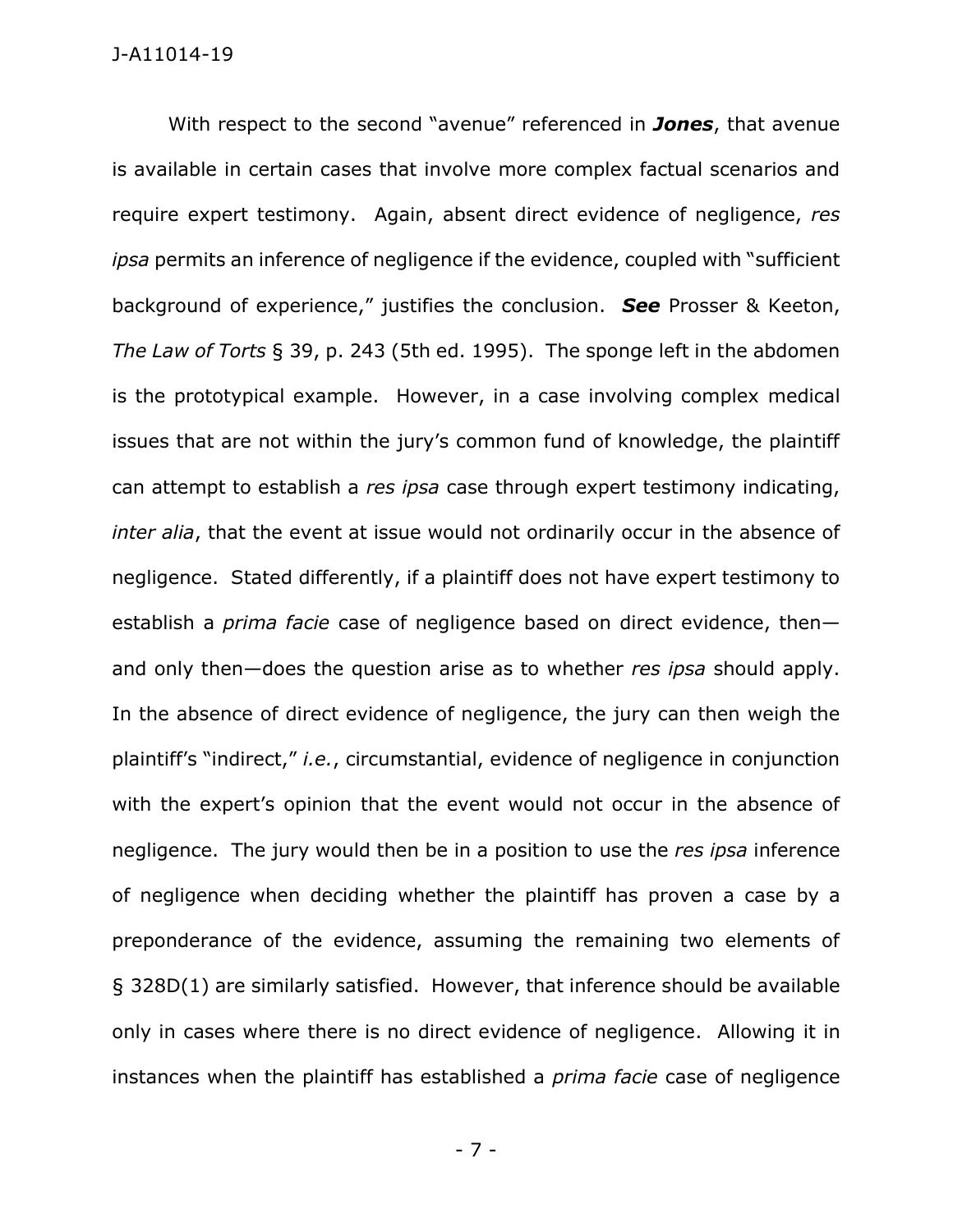With respect to the second "avenue" referenced in ***Jones***, that avenue is available in certain cases that involve more complex factual scenarios and require expert testimony. Again, absent direct evidence of negligence, *res ipsa* permits an inference of negligence if the evidence, coupled with "sufficient background of experience," justifies the conclusion. ***See*** Prosser & Keeton, *The Law of Torts* § 39, p. 243 (5th ed. 1995). The sponge left in the abdomen is the prototypical example. However, in a case involving complex medical issues that are not within the jury's common fund of knowledge, the plaintiff can attempt to establish a *res ipsa* case through expert testimony indicating, *inter alia*, that the event at issue would not ordinarily occur in the absence of negligence. Stated differently, if a plaintiff does not have expert testimony to establish a *prima facie* case of negligence based on direct evidence, then—and only then—does the question arise as to whether *res ipsa* should apply. In the absence of direct evidence of negligence, the jury can then weigh the plaintiff's "indirect," *i.e.*, circumstantial, evidence of negligence in conjunction with the expert's opinion that the event would not occur in the absence of negligence. The jury would then be in a position to use the *res ipsa* inference of negligence when deciding whether the plaintiff has proven a case by a preponderance of the evidence, assuming the remaining two elements of § 328D(1) are similarly satisfied. However, that inference should be available only in cases where there is no direct evidence of negligence. Allowing it in instances when the plaintiff has established a *prima facie* case of negligence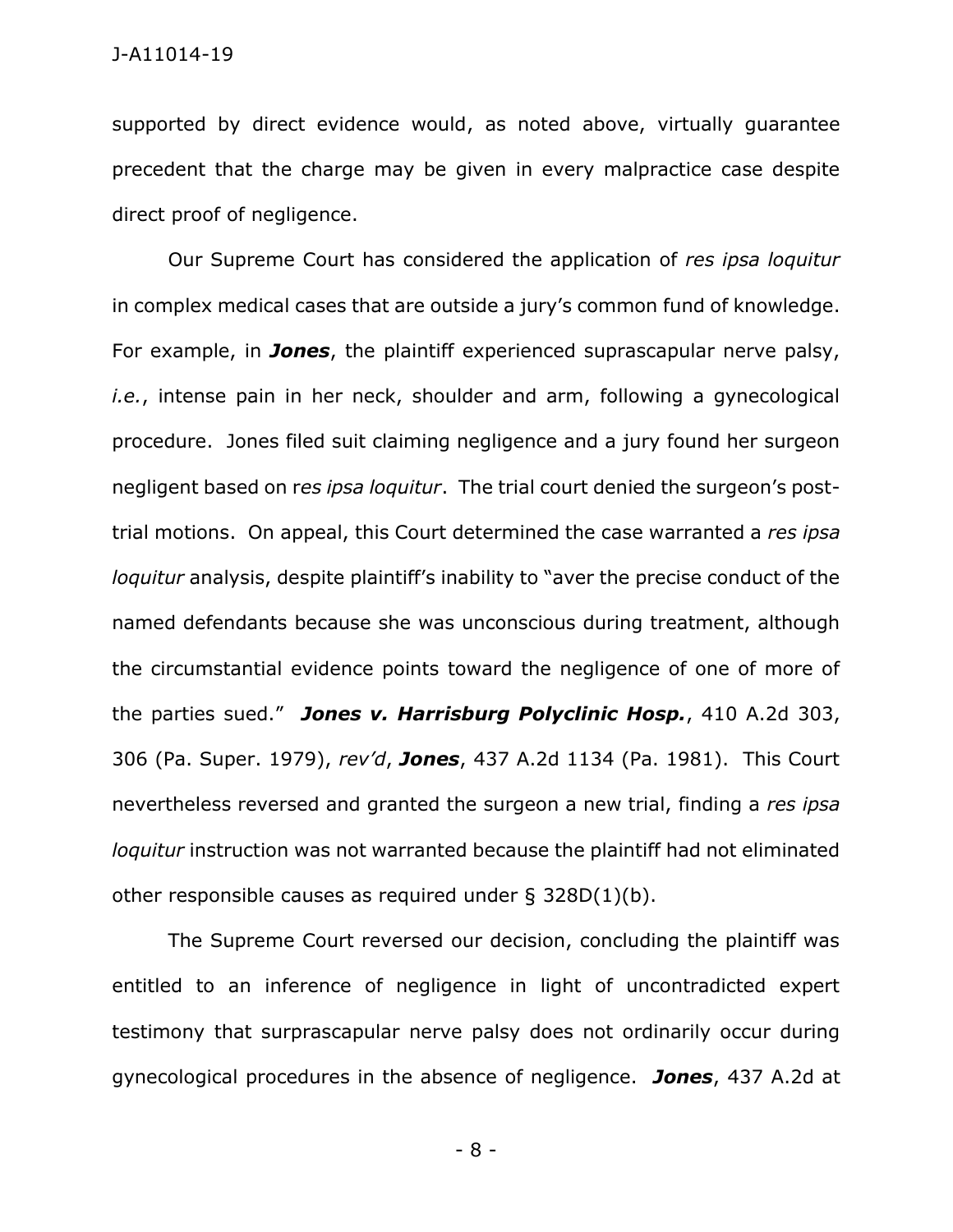supported by direct evidence would, as noted above, virtually guarantee precedent that the charge may be given in every malpractice case despite direct proof of negligence.

Our Supreme Court has considered the application of *res ipsa loquitur* in complex medical cases that are outside a jury's common fund of knowledge. For example, in ***Jones***, the plaintiff experienced suprascapular nerve palsy, *i.e.*, intense pain in her neck, shoulder and arm, following a gynecological procedure. Jones filed suit claiming negligence and a jury found her surgeon negligent based on r*es ipsa loquitur*. The trial court denied the surgeon's post-trial motions. On appeal, this Court determined the case warranted a *res ipsa loquitur* analysis, despite plaintiff's inability to "aver the precise conduct of the named defendants because she was unconscious during treatment, although the circumstantial evidence points toward the negligence of one of more of the parties sued." ***Jones v. Harrisburg Polyclinic Hosp.***, 410 A.2d 303, 306 (Pa. Super. 1979), *rev'd*, ***Jones***, 437 A.2d 1134 (Pa. 1981). This Court nevertheless reversed and granted the surgeon a new trial, finding a *res ipsa loquitur* instruction was not warranted because the plaintiff had not eliminated other responsible causes as required under § 328D(1)(b).

The Supreme Court reversed our decision, concluding the plaintiff was entitled to an inference of negligence in light of uncontradicted expert testimony that surprascapular nerve palsy does not ordinarily occur during gynecological procedures in the absence of negligence. ***Jones***, 437 A.2d at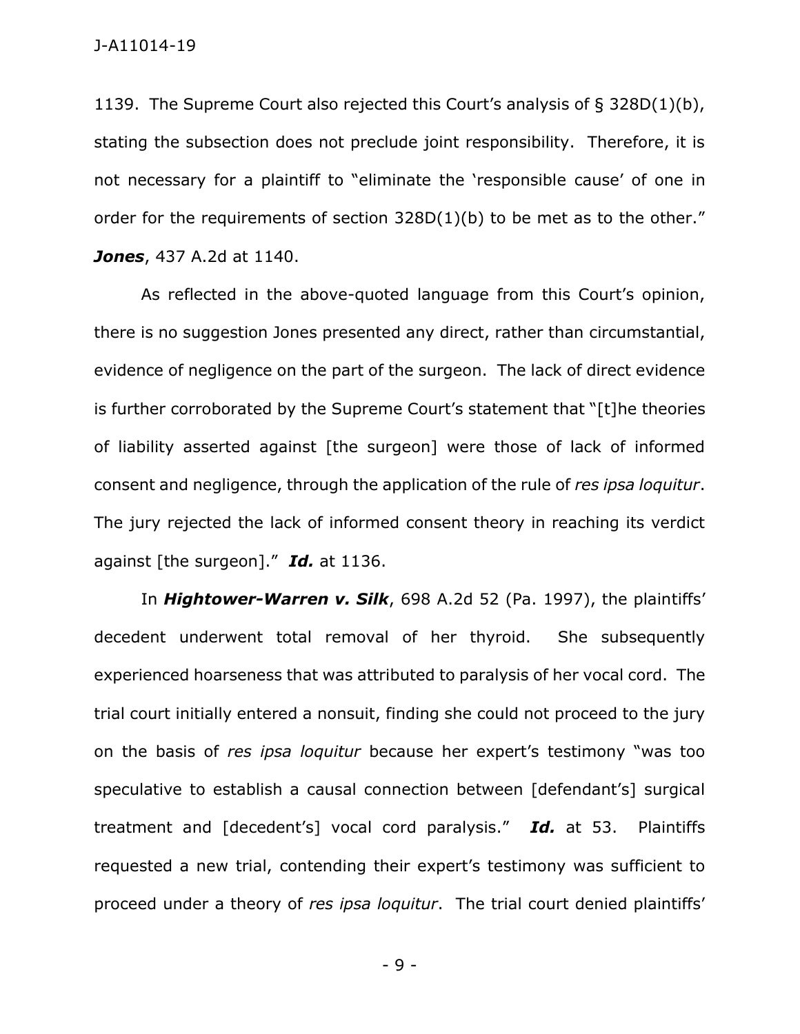1139. The Supreme Court also rejected this Court's analysis of § 328D(1)(b), stating the subsection does not preclude joint responsibility. Therefore, it is not necessary for a plaintiff to "eliminate the 'responsible cause' of one in order for the requirements of section 328D(1)(b) to be met as to the other." ***Jones***, 437 A.2d at 1140.

As reflected in the above-quoted language from this Court's opinion, there is no suggestion Jones presented any direct, rather than circumstantial, evidence of negligence on the part of the surgeon. The lack of direct evidence is further corroborated by the Supreme Court's statement that "[t]he theories of liability asserted against [the surgeon] were those of lack of informed consent and negligence, through the application of the rule of *res ipsa loquitur*. The jury rejected the lack of informed consent theory in reaching its verdict against [the surgeon]." ***Id.*** at 1136.

In ***Hightower-Warren v. Silk***, 698 A.2d 52 (Pa. 1997), the plaintiffs' decedent underwent total removal of her thyroid. She subsequently experienced hoarseness that was attributed to paralysis of her vocal cord. The trial court initially entered a nonsuit, finding she could not proceed to the jury on the basis of *res ipsa loquitur* because her expert's testimony "was too speculative to establish a causal connection between [defendant's] surgical treatment and [decedent's] vocal cord paralysis." ***Id.*** at 53. Plaintiffs requested a new trial, contending their expert's testimony was sufficient to proceed under a theory of *res ipsa loquitur*. The trial court denied plaintiffs'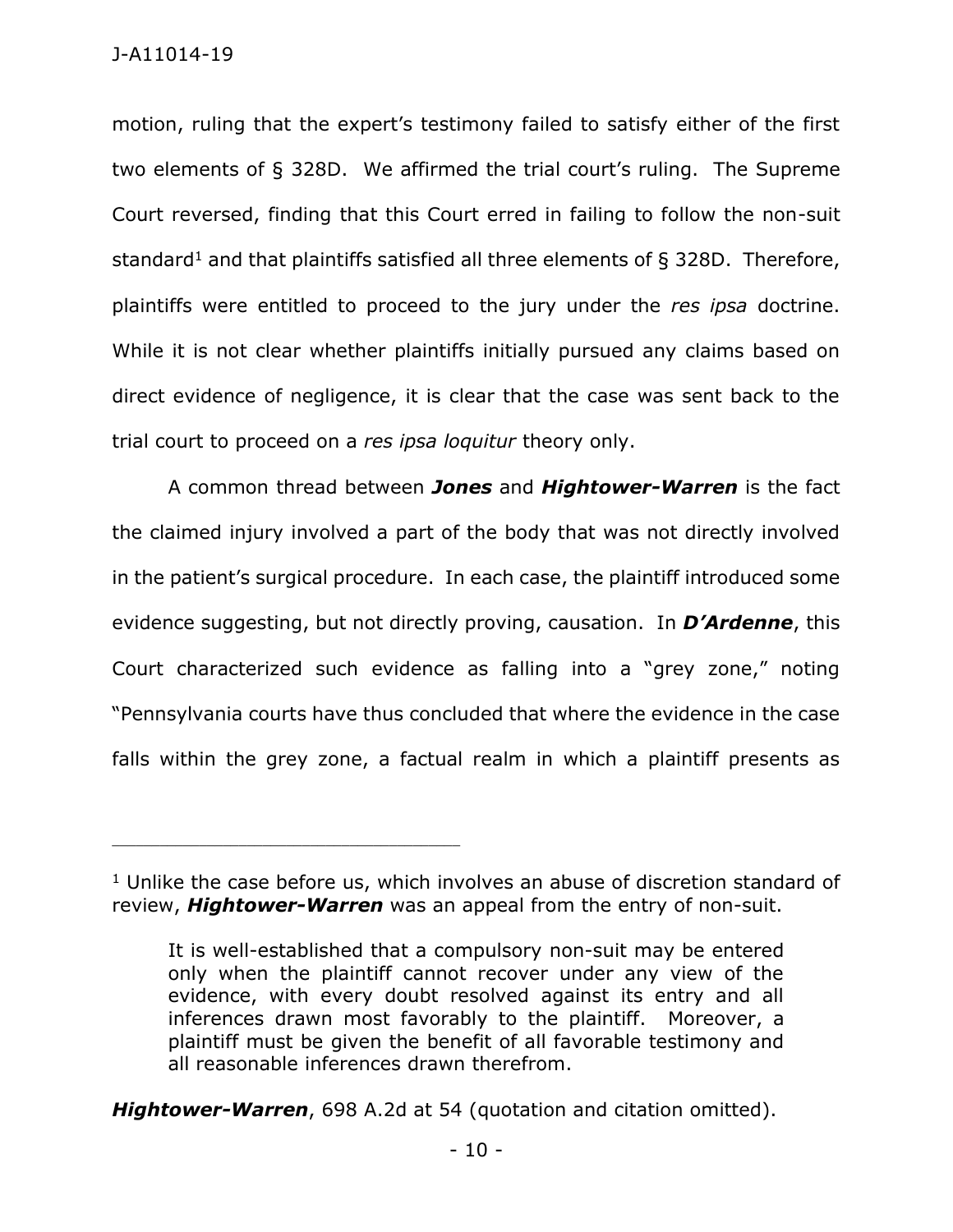motion, ruling that the expert's testimony failed to satisfy either of the first two elements of § 328D. We affirmed the trial court's ruling. The Supreme Court reversed, finding that this Court erred in failing to follow the non-suit standard[1] and that plaintiffs satisfied all three elements of § 328D. Therefore, plaintiffs were entitled to proceed to the jury under the *res ipsa* doctrine. While it is not clear whether plaintiffs initially pursued any claims based on direct evidence of negligence, it is clear that the case was sent back to the trial court to proceed on a *res ipsa loquitur* theory only.

A common thread between ***Jones*** and ***Hightower-Warren*** is the fact the claimed injury involved a part of the body that was not directly involved in the patient's surgical procedure. In each case, the plaintiff introduced some evidence suggesting, but not directly proving, causation. In ***D'Ardenne***, this Court characterized such evidence as falling into a "grey zone," noting "Pennsylvania courts have thus concluded that where the evidence in the case falls within the grey zone, a factual realm in which a plaintiff presents as

---

[1] Unlike the case before us, which involves an abuse of discretion standard of review, ***Hightower-Warren*** was an appeal from the entry of non-suit.

> It is well-established that a compulsory non-suit may be entered only when the plaintiff cannot recover under any view of the evidence, with every doubt resolved against its entry and all inferences drawn most favorably to the plaintiff. Moreover, a plaintiff must be given the benefit of all favorable testimony and all reasonable inferences drawn therefrom.

***Hightower-Warren***, 698 A.2d at 54 (quotation and citation omitted).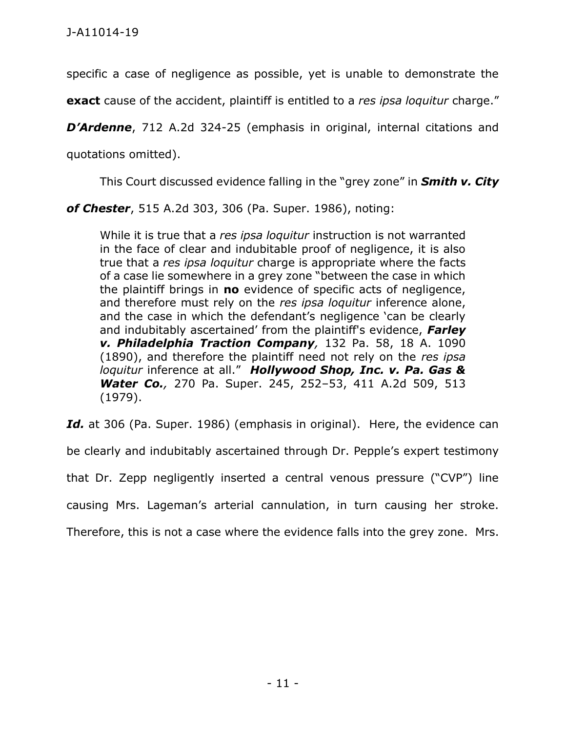specific a case of negligence as possible, yet is unable to demonstrate the **exact** cause of the accident, plaintiff is entitled to a *res ipsa loquitur* charge." ***D'Ardenne***, 712 A.2d 324-25 (emphasis in original, internal citations and quotations omitted).

This Court discussed evidence falling in the "grey zone" in ***Smith v. City of Chester***, 515 A.2d 303, 306 (Pa. Super. 1986), noting:

> While it is true that a *res ipsa loquitur* instruction is not warranted in the face of clear and indubitable proof of negligence, it is also true that a *res ipsa loquitur* charge is appropriate where the facts of a case lie somewhere in a grey zone "between the case in which the plaintiff brings in **no** evidence of specific acts of negligence, and therefore must rely on the *res ipsa loquitur* inference alone, and the case in which the defendant's negligence 'can be clearly and indubitably ascertained' from the plaintiff's evidence, ***Farley v. Philadelphia Traction Company,*** 132 Pa. 58, 18 A. 1090 (1890), and therefore the plaintiff need not rely on the *res ipsa loquitur* inference at all." ***Hollywood Shop, Inc. v. Pa. Gas & Water Co.,*** 270 Pa. Super. 245, 252–53, 411 A.2d 509, 513 (1979).

***Id.*** at 306 (Pa. Super. 1986) (emphasis in original). Here, the evidence can be clearly and indubitably ascertained through Dr. Pepple's expert testimony that Dr. Zepp negligently inserted a central venous pressure ("CVP") line causing Mrs. Lageman's arterial cannulation, in turn causing her stroke. Therefore, this is not a case where the evidence falls into the grey zone. Mrs.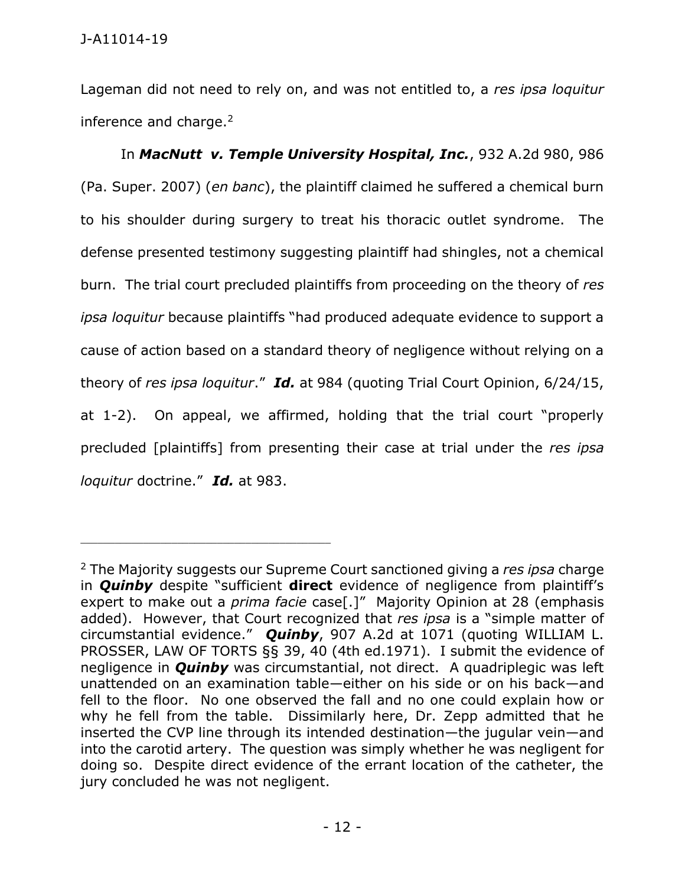Lageman did not need to rely on, and was not entitled to, a *res ipsa loquitur* inference and charge.[2]

In ***MacNutt v. Temple University Hospital, Inc.***, 932 A.2d 980, 986 (Pa. Super. 2007) (*en banc*), the plaintiff claimed he suffered a chemical burn to his shoulder during surgery to treat his thoracic outlet syndrome. The defense presented testimony suggesting plaintiff had shingles, not a chemical burn. The trial court precluded plaintiffs from proceeding on the theory of *res ipsa loquitur* because plaintiffs "had produced adequate evidence to support a cause of action based on a standard theory of negligence without relying on a theory of *res ipsa loquitur*." ***Id.*** at 984 (quoting Trial Court Opinion, 6/24/15, at 1-2). On appeal, we affirmed, holding that the trial court "properly precluded [plaintiffs] from presenting their case at trial under the *res ipsa loquitur* doctrine." ***Id.*** at 983.

---

[2] The Majority suggests our Supreme Court sanctioned giving a *res ipsa* charge in ***Quinby*** despite "sufficient **direct** evidence of negligence from plaintiff's expert to make out a *prima facie* case[.]" Majority Opinion at 28 (emphasis added). However, that Court recognized that *res ipsa* is a "simple matter of circumstantial evidence." ***Quinby***, 907 A.2d at 1071 (quoting WILLIAM L. PROSSER, LAW OF TORTS §§ 39, 40 (4th ed.1971). I submit the evidence of negligence in ***Quinby*** was circumstantial, not direct. A quadriplegic was left unattended on an examination table—either on his side or on his back—and fell to the floor. No one observed the fall and no one could explain how or why he fell from the table. Dissimilarly here, Dr. Zepp admitted that he inserted the CVP line through its intended destination—the jugular vein—and into the carotid artery. The question was simply whether he was negligent for doing so. Despite direct evidence of the errant location of the catheter, the jury concluded he was not negligent.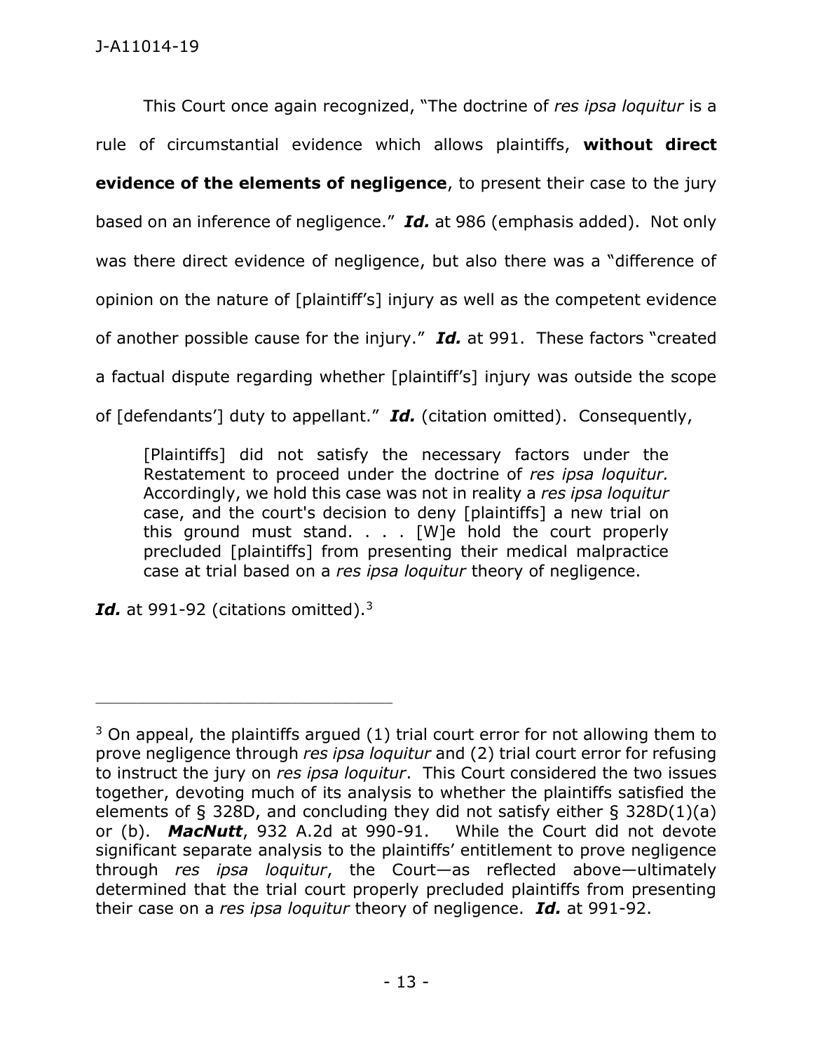This Court once again recognized, "The doctrine of *res ipsa loquitur* is a rule of circumstantial evidence which allows plaintiffs, **without direct evidence of the elements of negligence**, to present their case to the jury based on an inference of negligence." ***Id.*** at 986 (emphasis added). Not only was there direct evidence of negligence, but also there was a "difference of opinion on the nature of [plaintiff's] injury as well as the competent evidence of another possible cause for the injury." ***Id.*** at 991. These factors "created a factual dispute regarding whether [plaintiff's] injury was outside the scope of [defendants'] duty to appellant." ***Id.*** (citation omitted). Consequently,

> [Plaintiffs] did not satisfy the necessary factors under the Restatement to proceed under the doctrine of *res ipsa loquitur.* Accordingly, we hold this case was not in reality a *res ipsa loquitur* case, and the court's decision to deny [plaintiffs] a new trial on this ground must stand. . . . [W]e hold the court properly precluded [plaintiffs] from presenting their medical malpractice case at trial based on a *res ipsa loquitur* theory of negligence.

***Id.*** at 991-92 (citations omitted).[3]

---

[3] On appeal, the plaintiffs argued (1) trial court error for not allowing them to prove negligence through *res ipsa loquitur* and (2) trial court error for refusing to instruct the jury on *res ipsa loquitur*. This Court considered the two issues together, devoting much of its analysis to whether the plaintiffs satisfied the elements of § 328D, and concluding they did not satisfy either § 328D(1)(a) or (b). ***MacNutt***, 932 A.2d at 990-91. While the Court did not devote significant separate analysis to the plaintiffs' entitlement to prove negligence through *res ipsa loquitur*, the Court—as reflected above—ultimately determined that the trial court properly precluded plaintiffs from presenting their case on a *res ipsa loquitur* theory of negligence. ***Id.*** at 991-92.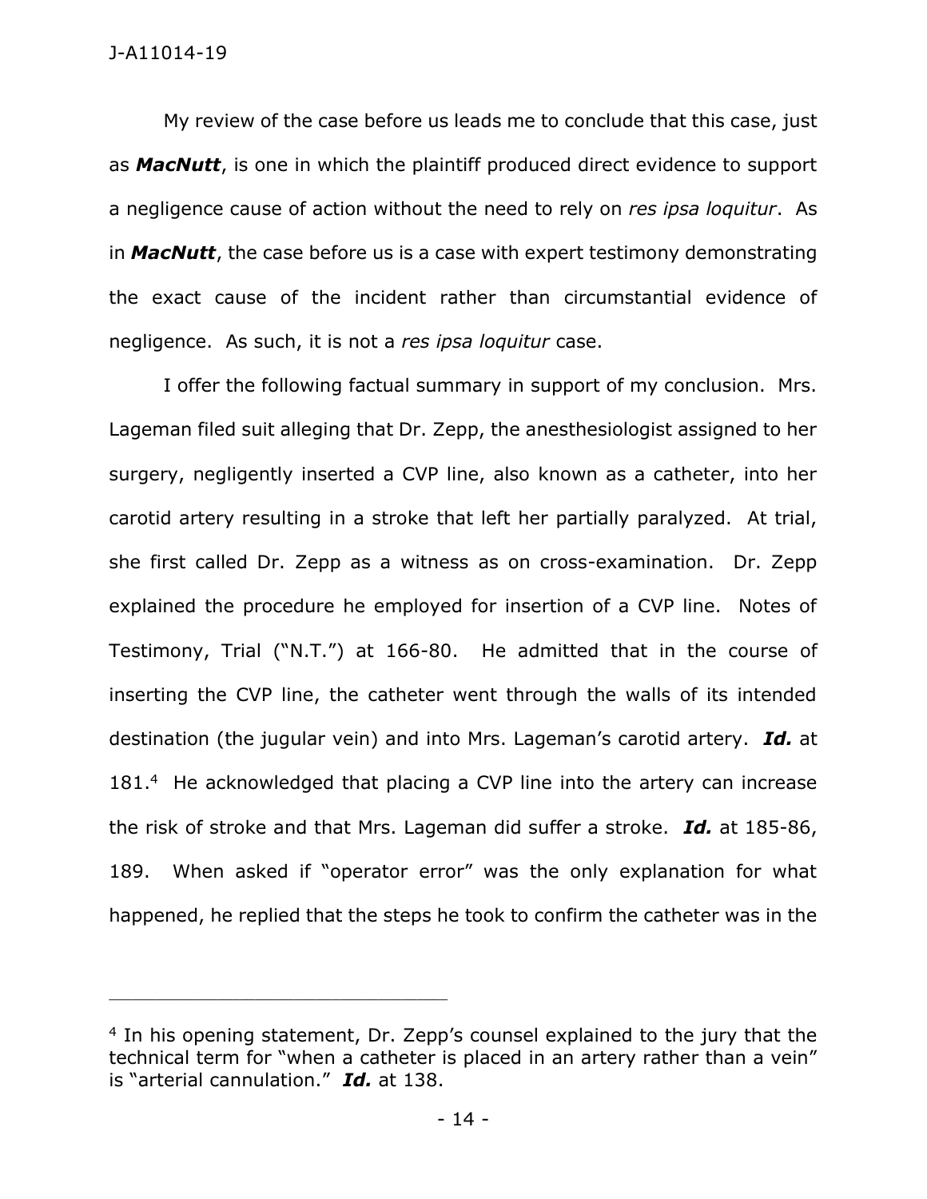My review of the case before us leads me to conclude that this case, just as ***MacNutt***, is one in which the plaintiff produced direct evidence to support a negligence cause of action without the need to rely on *res ipsa loquitur*. As in ***MacNutt***, the case before us is a case with expert testimony demonstrating the exact cause of the incident rather than circumstantial evidence of negligence. As such, it is not a *res ipsa loquitur* case.

I offer the following factual summary in support of my conclusion. Mrs. Lageman filed suit alleging that Dr. Zepp, the anesthesiologist assigned to her surgery, negligently inserted a CVP line, also known as a catheter, into her carotid artery resulting in a stroke that left her partially paralyzed. At trial, she first called Dr. Zepp as a witness as on cross-examination. Dr. Zepp explained the procedure he employed for insertion of a CVP line. Notes of Testimony, Trial ("N.T.") at 166-80. He admitted that in the course of inserting the CVP line, the catheter went through the walls of its intended destination (the jugular vein) and into Mrs. Lageman's carotid artery. ***Id.*** at 181.[4] He acknowledged that placing a CVP line into the artery can increase the risk of stroke and that Mrs. Lageman did suffer a stroke. ***Id.*** at 185-86, 189. When asked if "operator error" was the only explanation for what happened, he replied that the steps he took to confirm the catheter was in the

---

[4] In his opening statement, Dr. Zepp's counsel explained to the jury that the technical term for "when a catheter is placed in an artery rather than a vein" is "arterial cannulation." ***Id.*** at 138.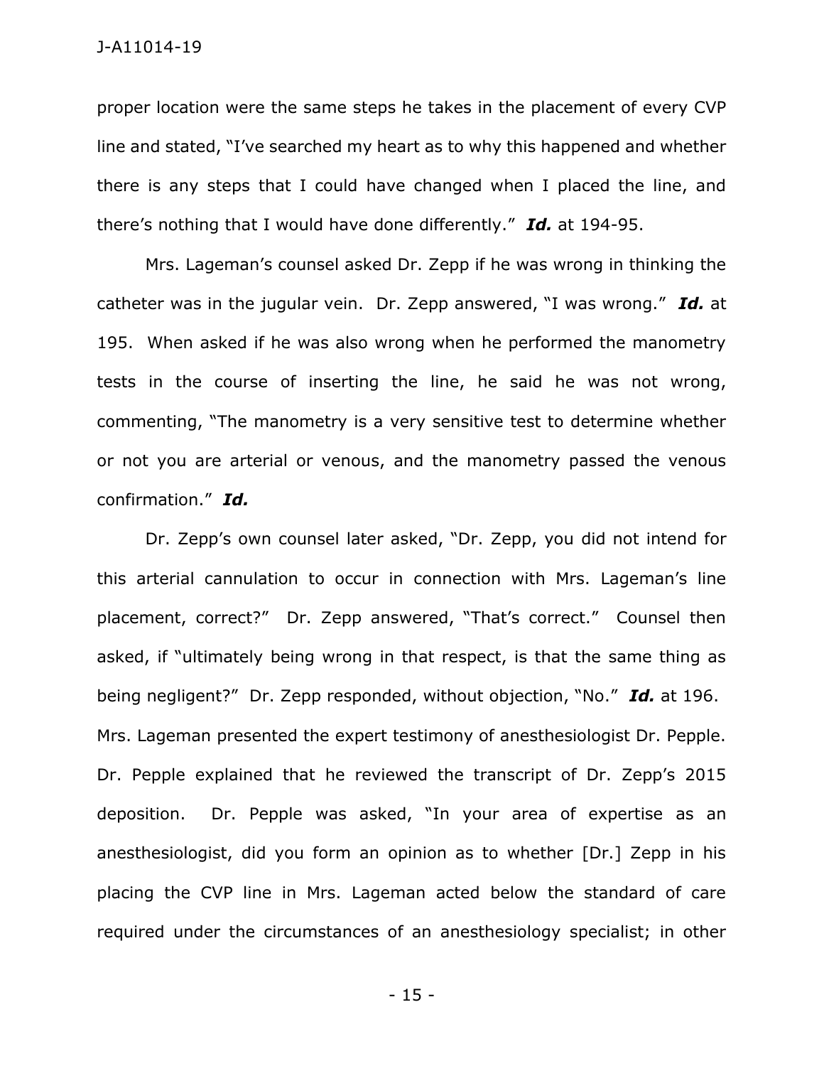proper location were the same steps he takes in the placement of every CVP line and stated, "I've searched my heart as to why this happened and whether there is any steps that I could have changed when I placed the line, and there's nothing that I would have done differently." ***Id.*** at 194-95.

Mrs. Lageman's counsel asked Dr. Zepp if he was wrong in thinking the catheter was in the jugular vein. Dr. Zepp answered, "I was wrong." ***Id.*** at 195. When asked if he was also wrong when he performed the manometry tests in the course of inserting the line, he said he was not wrong, commenting, "The manometry is a very sensitive test to determine whether or not you are arterial or venous, and the manometry passed the venous confirmation." ***Id.***

Dr. Zepp's own counsel later asked, "Dr. Zepp, you did not intend for this arterial cannulation to occur in connection with Mrs. Lageman's line placement, correct?" Dr. Zepp answered, "That's correct." Counsel then asked, if "ultimately being wrong in that respect, is that the same thing as being negligent?" Dr. Zepp responded, without objection, "No." ***Id.*** at 196.

Mrs. Lageman presented the expert testimony of anesthesiologist Dr. Pepple. Dr. Pepple explained that he reviewed the transcript of Dr. Zepp's 2015 deposition. Dr. Pepple was asked, "In your area of expertise as an anesthesiologist, did you form an opinion as to whether [Dr.] Zepp in his placing the CVP line in Mrs. Lageman acted below the standard of care required under the circumstances of an anesthesiology specialist; in other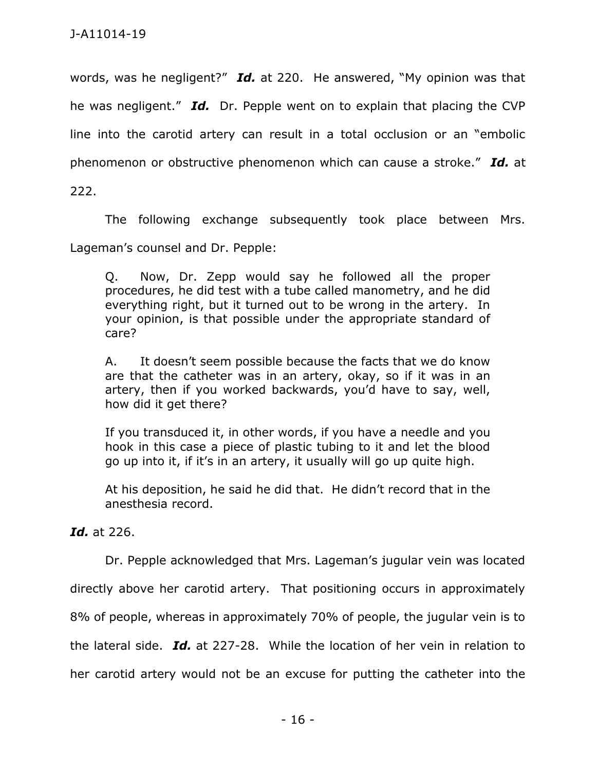words, was he negligent?" ***Id.*** at 220. He answered, "My opinion was that he was negligent." ***Id.*** Dr. Pepple went on to explain that placing the CVP line into the carotid artery can result in a total occlusion or an "embolic phenomenon or obstructive phenomenon which can cause a stroke." ***Id.*** at 222.

The following exchange subsequently took place between Mrs. Lageman's counsel and Dr. Pepple:

> Q. Now, Dr. Zepp would say he followed all the proper procedures, he did test with a tube called manometry, and he did everything right, but it turned out to be wrong in the artery. In your opinion, is that possible under the appropriate standard of care?
>
> A. It doesn't seem possible because the facts that we do know are that the catheter was in an artery, okay, so if it was in an artery, then if you worked backwards, you'd have to say, well, how did it get there?
>
> If you transduced it, in other words, if you have a needle and you hook in this case a piece of plastic tubing to it and let the blood go up into it, if it's in an artery, it usually will go up quite high.
>
> At his deposition, he said he did that. He didn't record that in the anesthesia record.

***Id.*** at 226.

Dr. Pepple acknowledged that Mrs. Lageman's jugular vein was located directly above her carotid artery. That positioning occurs in approximately 8% of people, whereas in approximately 70% of people, the jugular vein is to the lateral side. ***Id.*** at 227-28. While the location of her vein in relation to her carotid artery would not be an excuse for putting the catheter into the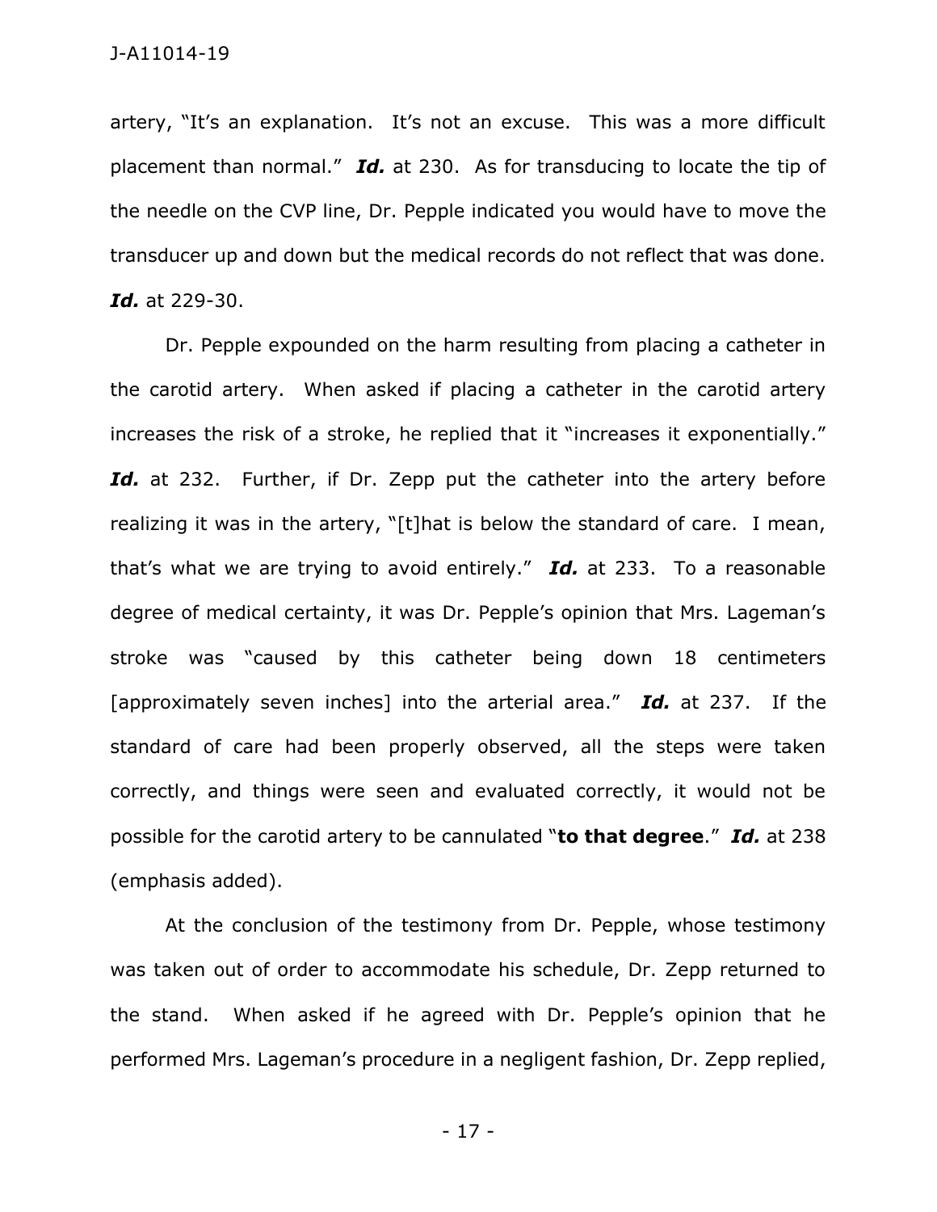artery, "It's an explanation. It's not an excuse. This was a more difficult placement than normal." ***Id.*** at 230. As for transducing to locate the tip of the needle on the CVP line, Dr. Pepple indicated you would have to move the transducer up and down but the medical records do not reflect that was done. ***Id.*** at 229-30.

Dr. Pepple expounded on the harm resulting from placing a catheter in the carotid artery. When asked if placing a catheter in the carotid artery increases the risk of a stroke, he replied that it "increases it exponentially." ***Id.*** at 232. Further, if Dr. Zepp put the catheter into the artery before realizing it was in the artery, "[t]hat is below the standard of care. I mean, that's what we are trying to avoid entirely." ***Id.*** at 233. To a reasonable degree of medical certainty, it was Dr. Pepple's opinion that Mrs. Lageman's stroke was "caused by this catheter being down 18 centimeters [approximately seven inches] into the arterial area." ***Id.*** at 237. If the standard of care had been properly observed, all the steps were taken correctly, and things were seen and evaluated correctly, it would not be possible for the carotid artery to be cannulated "**to that degree**." ***Id.*** at 238 (emphasis added).

At the conclusion of the testimony from Dr. Pepple, whose testimony was taken out of order to accommodate his schedule, Dr. Zepp returned to the stand. When asked if he agreed with Dr. Pepple's opinion that he performed Mrs. Lageman's procedure in a negligent fashion, Dr. Zepp replied,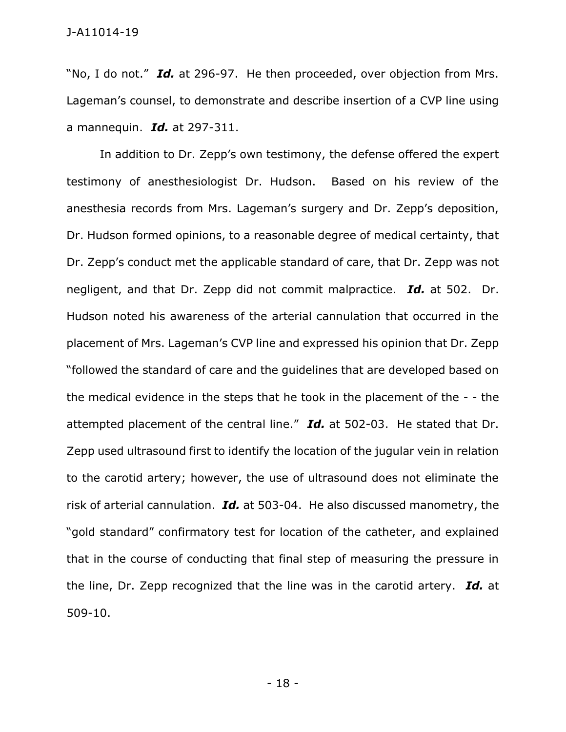"No, I do not." ***Id.*** at 296-97. He then proceeded, over objection from Mrs. Lageman's counsel, to demonstrate and describe insertion of a CVP line using a mannequin. ***Id.*** at 297-311.

In addition to Dr. Zepp's own testimony, the defense offered the expert testimony of anesthesiologist Dr. Hudson. Based on his review of the anesthesia records from Mrs. Lageman's surgery and Dr. Zepp's deposition, Dr. Hudson formed opinions, to a reasonable degree of medical certainty, that Dr. Zepp's conduct met the applicable standard of care, that Dr. Zepp was not negligent, and that Dr. Zepp did not commit malpractice. ***Id.*** at 502. Dr. Hudson noted his awareness of the arterial cannulation that occurred in the placement of Mrs. Lageman's CVP line and expressed his opinion that Dr. Zepp "followed the standard of care and the guidelines that are developed based on the medical evidence in the steps that he took in the placement of the - - the attempted placement of the central line." ***Id.*** at 502-03. He stated that Dr. Zepp used ultrasound first to identify the location of the jugular vein in relation to the carotid artery; however, the use of ultrasound does not eliminate the risk of arterial cannulation. ***Id.*** at 503-04. He also discussed manometry, the "gold standard" confirmatory test for location of the catheter, and explained that in the course of conducting that final step of measuring the pressure in the line, Dr. Zepp recognized that the line was in the carotid artery. ***Id.*** at 509-10.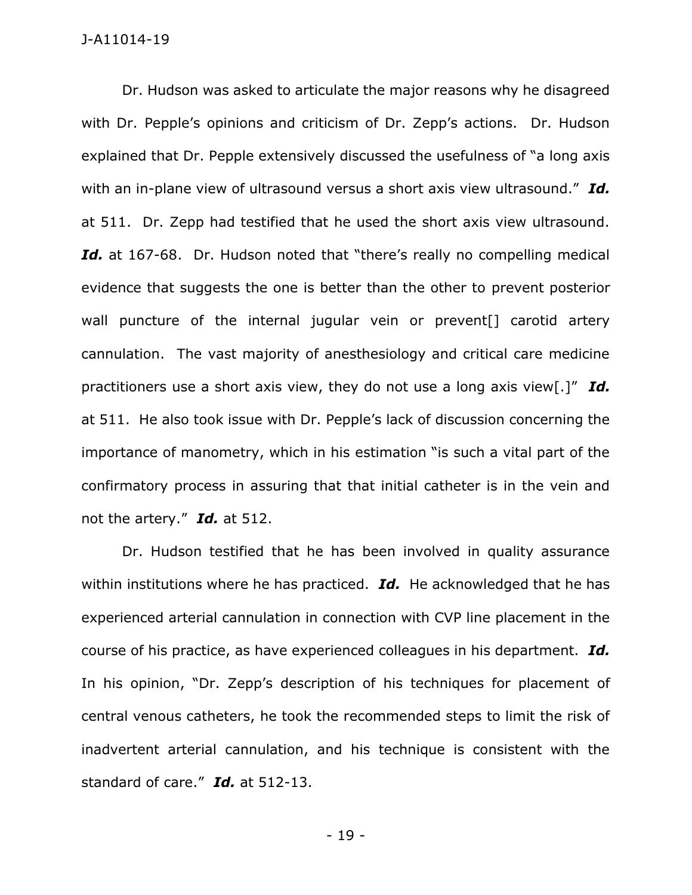Dr. Hudson was asked to articulate the major reasons why he disagreed with Dr. Pepple's opinions and criticism of Dr. Zepp's actions. Dr. Hudson explained that Dr. Pepple extensively discussed the usefulness of "a long axis with an in-plane view of ultrasound versus a short axis view ultrasound." ***Id.*** at 511. Dr. Zepp had testified that he used the short axis view ultrasound. ***Id.*** at 167-68. Dr. Hudson noted that "there's really no compelling medical evidence that suggests the one is better than the other to prevent posterior wall puncture of the internal jugular vein or prevent[] carotid artery cannulation. The vast majority of anesthesiology and critical care medicine practitioners use a short axis view, they do not use a long axis view[.]" ***Id.*** at 511. He also took issue with Dr. Pepple's lack of discussion concerning the importance of manometry, which in his estimation "is such a vital part of the confirmatory process in assuring that that initial catheter is in the vein and not the artery." ***Id.*** at 512.

Dr. Hudson testified that he has been involved in quality assurance within institutions where he has practiced. ***Id.*** He acknowledged that he has experienced arterial cannulation in connection with CVP line placement in the course of his practice, as have experienced colleagues in his department. ***Id.*** In his opinion, "Dr. Zepp's description of his techniques for placement of central venous catheters, he took the recommended steps to limit the risk of inadvertent arterial cannulation, and his technique is consistent with the standard of care." ***Id.*** at 512-13.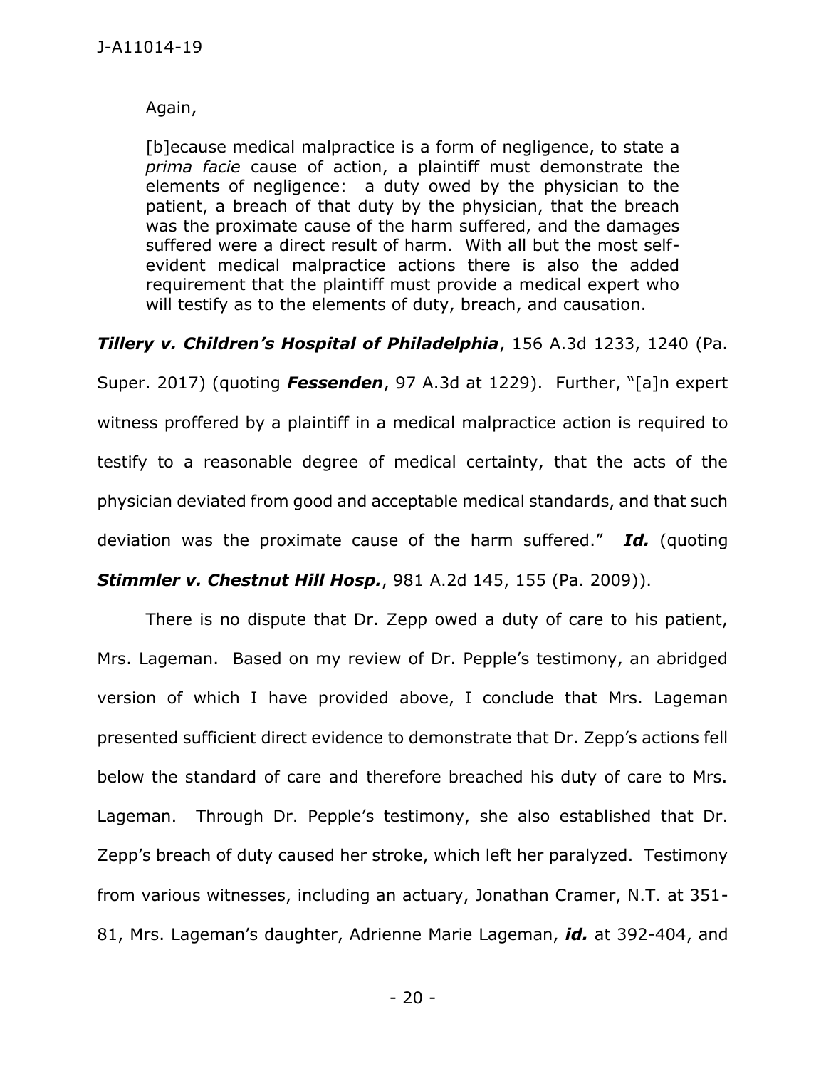Again,

> [b]ecause medical malpractice is a form of negligence, to state a *prima facie* cause of action, a plaintiff must demonstrate the elements of negligence: a duty owed by the physician to the patient, a breach of that duty by the physician, that the breach was the proximate cause of the harm suffered, and the damages suffered were a direct result of harm. With all but the most self-evident medical malpractice actions there is also the added requirement that the plaintiff must provide a medical expert who will testify as to the elements of duty, breach, and causation.

***Tillery v. Children's Hospital of Philadelphia***, 156 A.3d 1233, 1240 (Pa. Super. 2017) (quoting ***Fessenden***, 97 A.3d at 1229). Further, "[a]n expert witness proffered by a plaintiff in a medical malpractice action is required to testify to a reasonable degree of medical certainty, that the acts of the physician deviated from good and acceptable medical standards, and that such deviation was the proximate cause of the harm suffered." ***Id.*** (quoting ***Stimmler v. Chestnut Hill Hosp.***, 981 A.2d 145, 155 (Pa. 2009)).

There is no dispute that Dr. Zepp owed a duty of care to his patient, Mrs. Lageman. Based on my review of Dr. Pepple's testimony, an abridged version of which I have provided above, I conclude that Mrs. Lageman presented sufficient direct evidence to demonstrate that Dr. Zepp's actions fell below the standard of care and therefore breached his duty of care to Mrs. Lageman. Through Dr. Pepple's testimony, she also established that Dr. Zepp's breach of duty caused her stroke, which left her paralyzed. Testimony from various witnesses, including an actuary, Jonathan Cramer, N.T. at 351-81, Mrs. Lageman's daughter, Adrienne Marie Lageman, ***id.*** at 392-404, and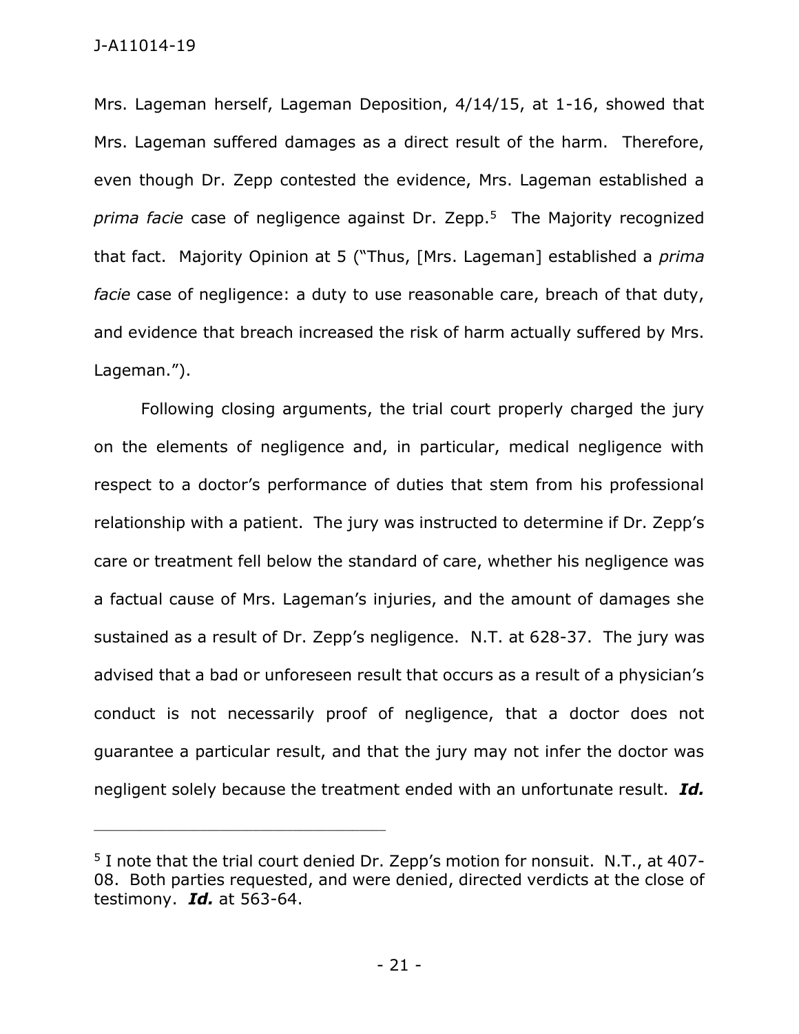Mrs. Lageman herself, Lageman Deposition, 4/14/15, at 1-16, showed that Mrs. Lageman suffered damages as a direct result of the harm. Therefore, even though Dr. Zepp contested the evidence, Mrs. Lageman established a *prima facie* case of negligence against Dr. Zepp.[5] The Majority recognized that fact. Majority Opinion at 5 ("Thus, [Mrs. Lageman] established a *prima facie* case of negligence: a duty to use reasonable care, breach of that duty, and evidence that breach increased the risk of harm actually suffered by Mrs. Lageman.").

Following closing arguments, the trial court properly charged the jury on the elements of negligence and, in particular, medical negligence with respect to a doctor's performance of duties that stem from his professional relationship with a patient. The jury was instructed to determine if Dr. Zepp's care or treatment fell below the standard of care, whether his negligence was a factual cause of Mrs. Lageman's injuries, and the amount of damages she sustained as a result of Dr. Zepp's negligence. N.T. at 628-37. The jury was advised that a bad or unforeseen result that occurs as a result of a physician's conduct is not necessarily proof of negligence, that a doctor does not guarantee a particular result, and that the jury may not infer the doctor was negligent solely because the treatment ended with an unfortunate result. ***Id.***

---

[5] I note that the trial court denied Dr. Zepp's motion for nonsuit. N.T., at 407-08. Both parties requested, and were denied, directed verdicts at the close of testimony. ***Id.*** at 563-64.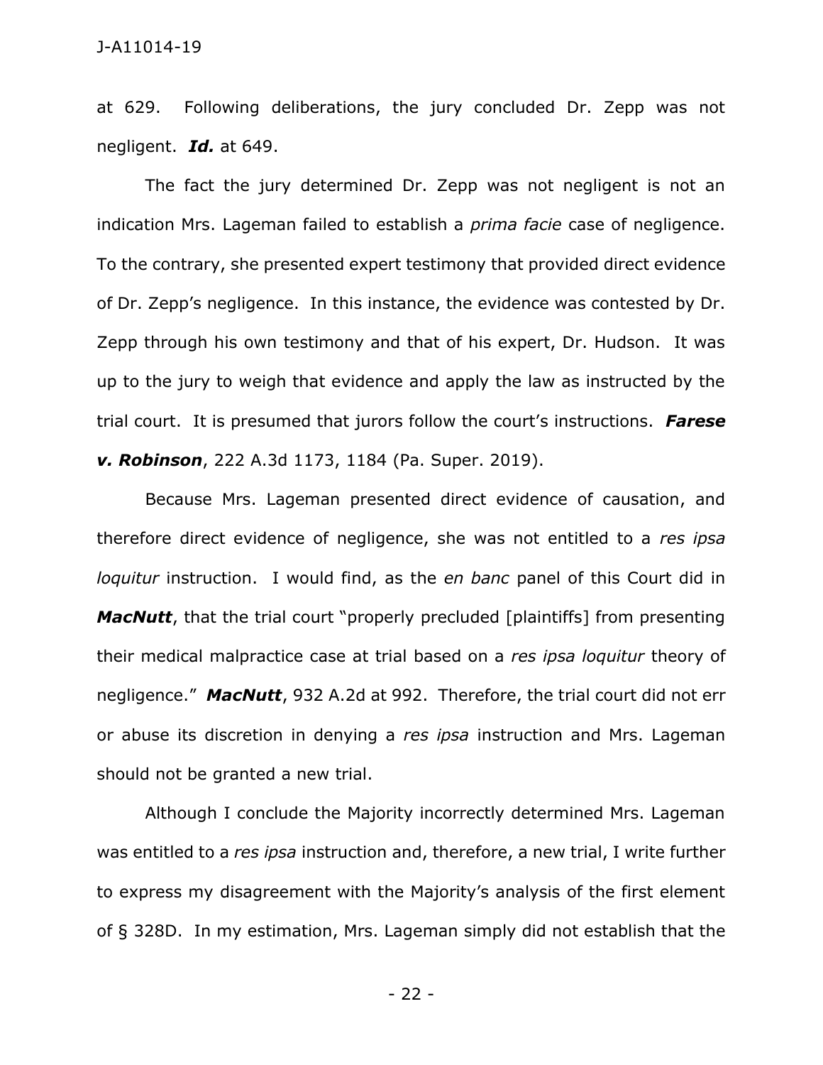at 629. Following deliberations, the jury concluded Dr. Zepp was not negligent. ***Id.*** at 649.

The fact the jury determined Dr. Zepp was not negligent is not an indication Mrs. Lageman failed to establish a *prima facie* case of negligence. To the contrary, she presented expert testimony that provided direct evidence of Dr. Zepp's negligence. In this instance, the evidence was contested by Dr. Zepp through his own testimony and that of his expert, Dr. Hudson. It was up to the jury to weigh that evidence and apply the law as instructed by the trial court. It is presumed that jurors follow the court's instructions. ***Farese v. Robinson***, 222 A.3d 1173, 1184 (Pa. Super. 2019).

Because Mrs. Lageman presented direct evidence of causation, and therefore direct evidence of negligence, she was not entitled to a *res ipsa loquitur* instruction. I would find, as the *en banc* panel of this Court did in ***MacNutt***, that the trial court "properly precluded [plaintiffs] from presenting their medical malpractice case at trial based on a *res ipsa loquitur* theory of negligence." ***MacNutt***, 932 A.2d at 992. Therefore, the trial court did not err or abuse its discretion in denying a *res ipsa* instruction and Mrs. Lageman should not be granted a new trial.

Although I conclude the Majority incorrectly determined Mrs. Lageman was entitled to a *res ipsa* instruction and, therefore, a new trial, I write further to express my disagreement with the Majority's analysis of the first element of § 328D. In my estimation, Mrs. Lageman simply did not establish that the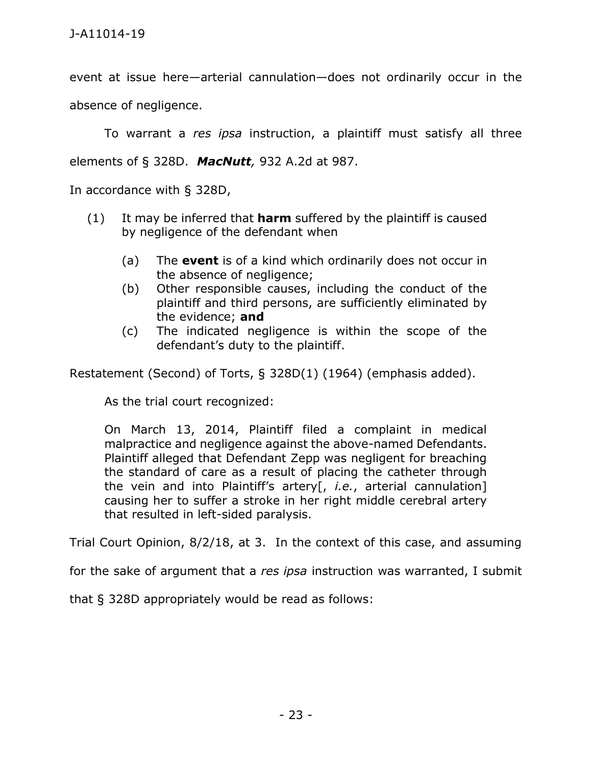event at issue here—arterial cannulation—does not ordinarily occur in the absence of negligence.

To warrant a *res ipsa* instruction, a plaintiff must satisfy all three elements of § 328D. ***MacNutt,*** 932 A.2d at 987.

In accordance with § 328D,

> (1) It may be inferred that **harm** suffered by the plaintiff is caused by negligence of the defendant when
>
> > (a) The **event** is of a kind which ordinarily does not occur in the absence of negligence;
> >
> > (b) Other responsible causes, including the conduct of the plaintiff and third persons, are sufficiently eliminated by the evidence; **and**
> >
> > (c) The indicated negligence is within the scope of the defendant's duty to the plaintiff.

Restatement (Second) of Torts, § 328D(1) (1964) (emphasis added).

As the trial court recognized:

> On March 13, 2014, Plaintiff filed a complaint in medical malpractice and negligence against the above-named Defendants. Plaintiff alleged that Defendant Zepp was negligent for breaching the standard of care as a result of placing the catheter through the vein and into Plaintiff's artery[, *i.e.*, arterial cannulation] causing her to suffer a stroke in her right middle cerebral artery that resulted in left-sided paralysis.

Trial Court Opinion, 8/2/18, at 3. In the context of this case, and assuming for the sake of argument that a *res ipsa* instruction was warranted, I submit that § 328D appropriately would be read as follows: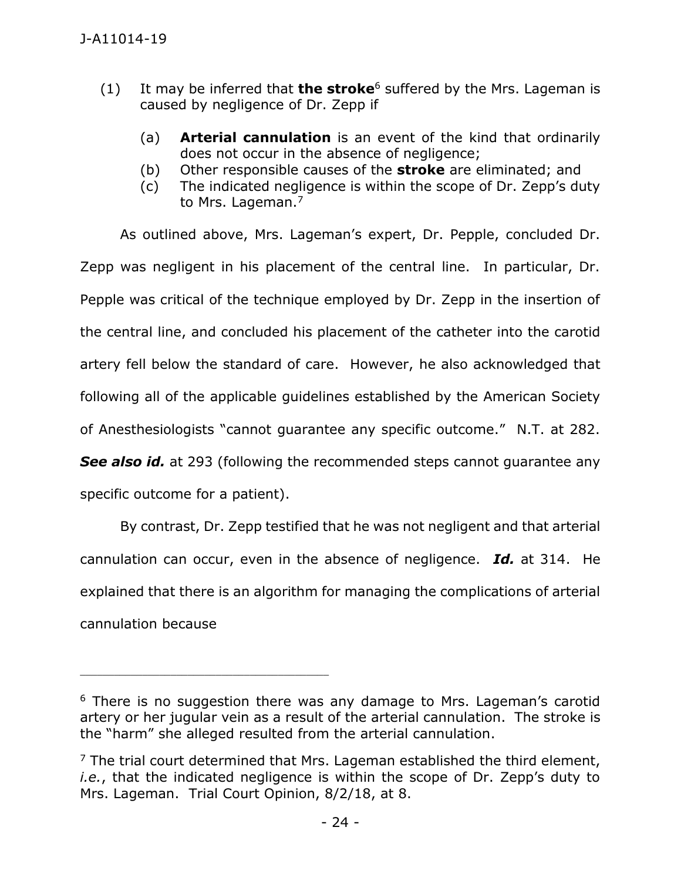(1) It may be inferred that **the stroke**[6] suffered by the Mrs. Lageman is caused by negligence of Dr. Zepp if

   (a) **Arterial cannulation** is an event of the kind that ordinarily does not occur in the absence of negligence;
   (b) Other responsible causes of the **stroke** are eliminated; and
   (c) The indicated negligence is within the scope of Dr. Zepp's duty to Mrs. Lageman.[7]

As outlined above, Mrs. Lageman's expert, Dr. Pepple, concluded Dr. Zepp was negligent in his placement of the central line. In particular, Dr. Pepple was critical of the technique employed by Dr. Zepp in the insertion of the central line, and concluded his placement of the catheter into the carotid artery fell below the standard of care. However, he also acknowledged that following all of the applicable guidelines established by the American Society of Anesthesiologists "cannot guarantee any specific outcome." N.T. at 282. ***See also id.*** at 293 (following the recommended steps cannot guarantee any specific outcome for a patient).

By contrast, Dr. Zepp testified that he was not negligent and that arterial cannulation can occur, even in the absence of negligence. ***Id.*** at 314. He explained that there is an algorithm for managing the complications of arterial cannulation because

---

[6] There is no suggestion there was any damage to Mrs. Lageman's carotid artery or her jugular vein as a result of the arterial cannulation. The stroke is the "harm" she alleged resulted from the arterial cannulation.

[7] The trial court determined that Mrs. Lageman established the third element, *i.e.*, that the indicated negligence is within the scope of Dr. Zepp's duty to Mrs. Lageman. Trial Court Opinion, 8/2/18, at 8.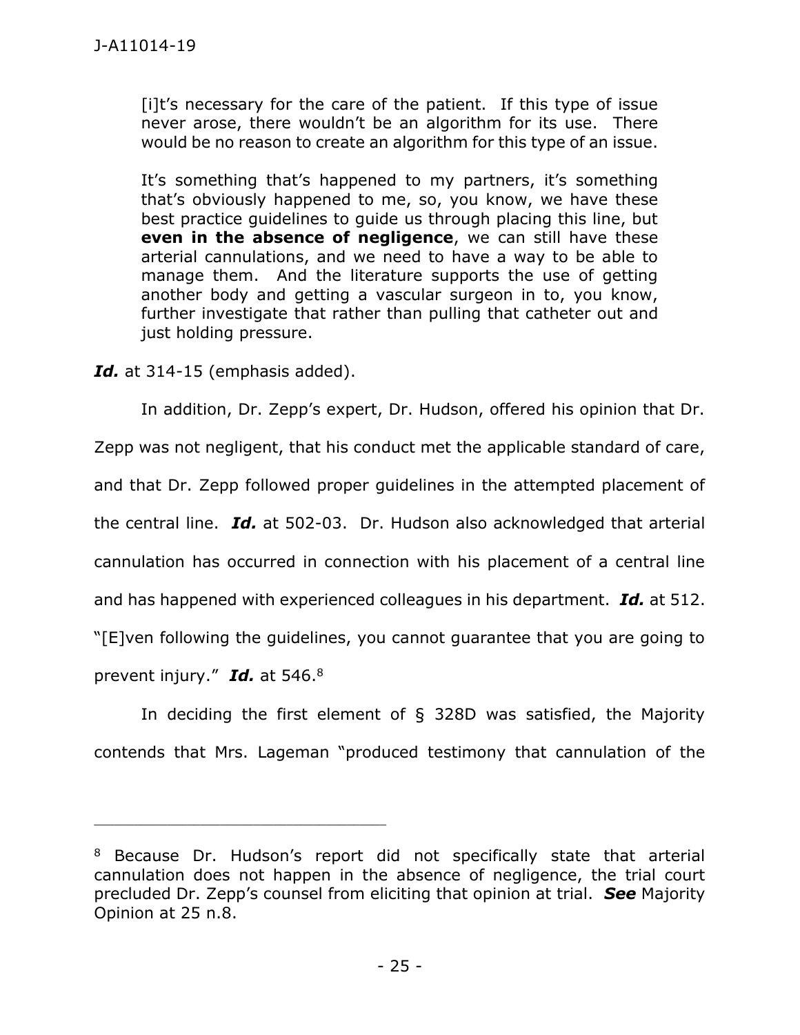> [i]t's necessary for the care of the patient. If this type of issue never arose, there wouldn't be an algorithm for its use. There would be no reason to create an algorithm for this type of an issue.
>
> It's something that's happened to my partners, it's something that's obviously happened to me, so, you know, we have these best practice guidelines to guide us through placing this line, but **even in the absence of negligence**, we can still have these arterial cannulations, and we need to have a way to be able to manage them. And the literature supports the use of getting another body and getting a vascular surgeon in to, you know, further investigate that rather than pulling that catheter out and just holding pressure.

***Id.*** at 314-15 (emphasis added).

In addition, Dr. Zepp's expert, Dr. Hudson, offered his opinion that Dr. Zepp was not negligent, that his conduct met the applicable standard of care, and that Dr. Zepp followed proper guidelines in the attempted placement of the central line. ***Id.*** at 502-03. Dr. Hudson also acknowledged that arterial cannulation has occurred in connection with his placement of a central line and has happened with experienced colleagues in his department. ***Id.*** at 512. "[E]ven following the guidelines, you cannot guarantee that you are going to prevent injury." ***Id.*** at 546.[8]

In deciding the first element of § 328D was satisfied, the Majority contends that Mrs. Lageman "produced testimony that cannulation of the

---

[8] Because Dr. Hudson's report did not specifically state that arterial cannulation does not happen in the absence of negligence, the trial court precluded Dr. Zepp's counsel from eliciting that opinion at trial. ***See*** Majority Opinion at 25 n.8.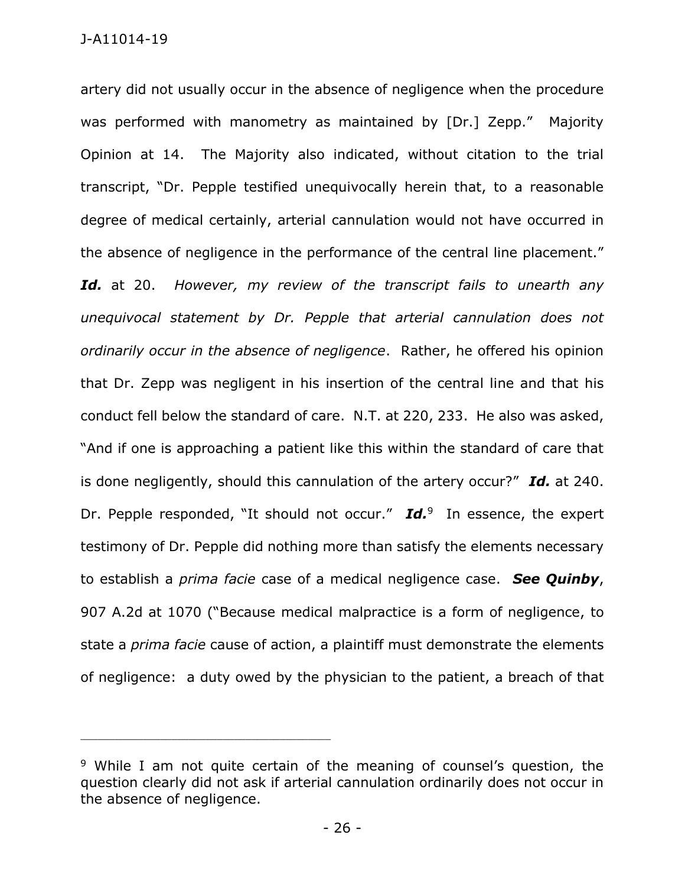artery did not usually occur in the absence of negligence when the procedure was performed with manometry as maintained by [Dr.] Zepp." Majority Opinion at 14. The Majority also indicated, without citation to the trial transcript, "Dr. Pepple testified unequivocally herein that, to a reasonable degree of medical certainly, arterial cannulation would not have occurred in the absence of negligence in the performance of the central line placement." ***Id.*** at 20. *However, my review of the transcript fails to unearth any unequivocal statement by Dr. Pepple that arterial cannulation does not ordinarily occur in the absence of negligence*. Rather, he offered his opinion that Dr. Zepp was negligent in his insertion of the central line and that his conduct fell below the standard of care. N.T. at 220, 233. He also was asked, "And if one is approaching a patient like this within the standard of care that is done negligently, should this cannulation of the artery occur?" ***Id.*** at 240. Dr. Pepple responded, "It should not occur." ***Id.***[9] In essence, the expert testimony of Dr. Pepple did nothing more than satisfy the elements necessary to establish a *prima facie* case of a medical negligence case. ***See Quinby***, 907 A.2d at 1070 ("Because medical malpractice is a form of negligence, to state a *prima facie* cause of action, a plaintiff must demonstrate the elements of negligence: a duty owed by the physician to the patient, a breach of that

---

[9] While I am not quite certain of the meaning of counsel's question, the question clearly did not ask if arterial cannulation ordinarily does not occur in the absence of negligence.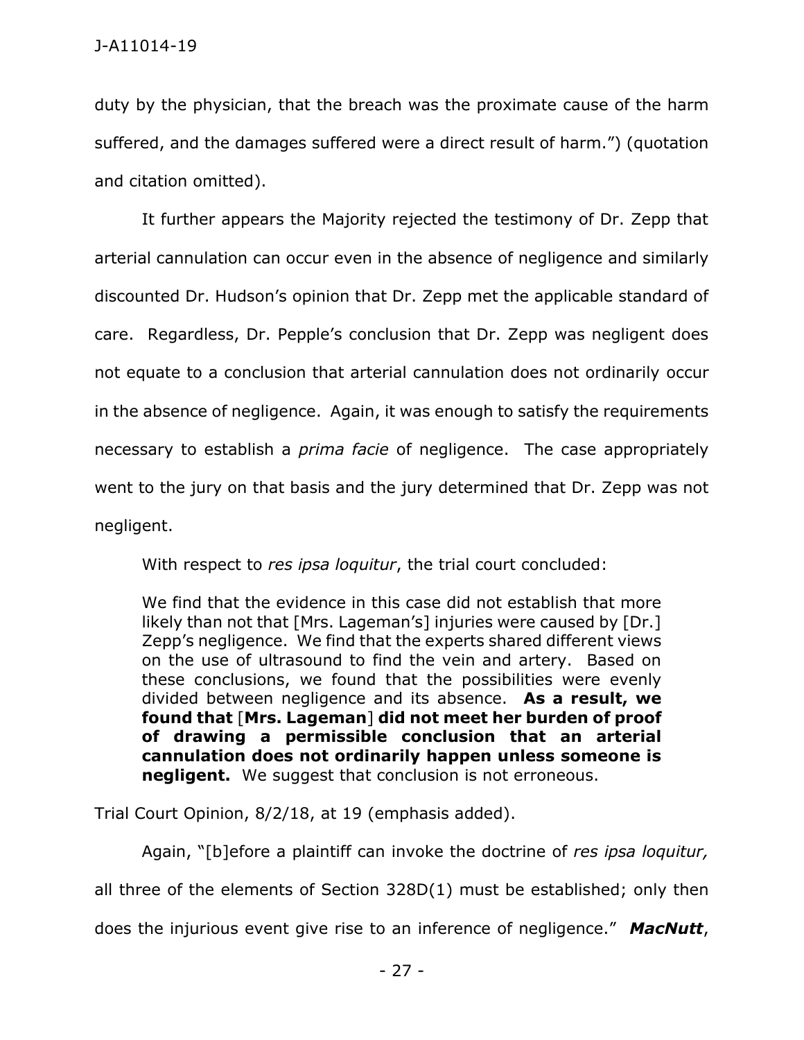duty by the physician, that the breach was the proximate cause of the harm suffered, and the damages suffered were a direct result of harm.") (quotation and citation omitted).

It further appears the Majority rejected the testimony of Dr. Zepp that arterial cannulation can occur even in the absence of negligence and similarly discounted Dr. Hudson's opinion that Dr. Zepp met the applicable standard of care. Regardless, Dr. Pepple's conclusion that Dr. Zepp was negligent does not equate to a conclusion that arterial cannulation does not ordinarily occur in the absence of negligence. Again, it was enough to satisfy the requirements necessary to establish a *prima facie* of negligence. The case appropriately went to the jury on that basis and the jury determined that Dr. Zepp was not negligent.

With respect to *res ipsa loquitur*, the trial court concluded:

> We find that the evidence in this case did not establish that more likely than not that [Mrs. Lageman's] injuries were caused by [Dr.] Zepp's negligence. We find that the experts shared different views on the use of ultrasound to find the vein and artery. Based on these conclusions, we found that the possibilities were evenly divided between negligence and its absence. **As a result, we found that** [**Mrs. Lageman**] **did not meet her burden of proof of drawing a permissible conclusion that an arterial cannulation does not ordinarily happen unless someone is negligent.** We suggest that conclusion is not erroneous.

Trial Court Opinion, 8/2/18, at 19 (emphasis added).

Again, "[b]efore a plaintiff can invoke the doctrine of *res ipsa loquitur,* all three of the elements of Section 328D(1) must be established; only then does the injurious event give rise to an inference of negligence." ***MacNutt***,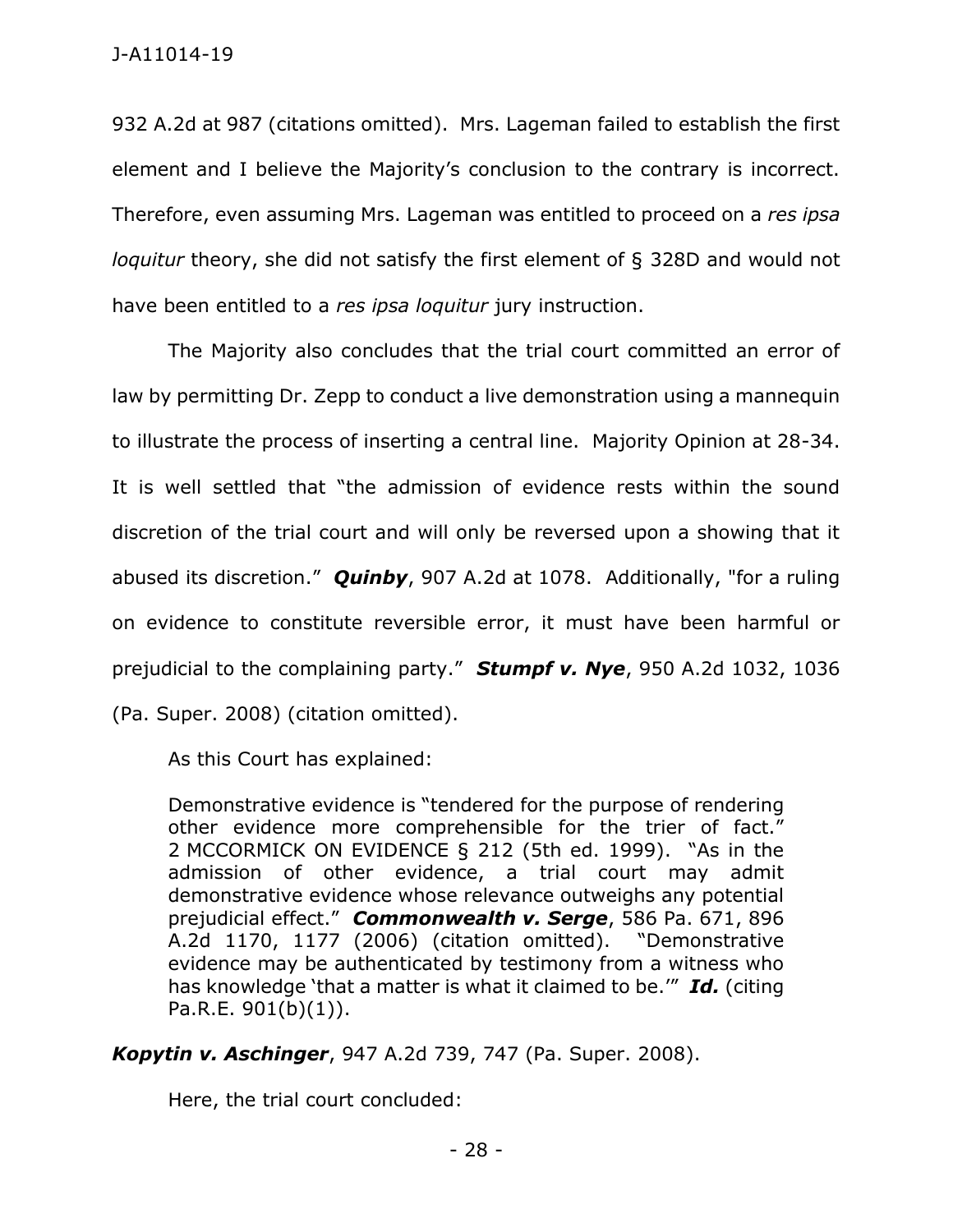932 A.2d at 987 (citations omitted). Mrs. Lageman failed to establish the first element and I believe the Majority's conclusion to the contrary is incorrect. Therefore, even assuming Mrs. Lageman was entitled to proceed on a *res ipsa loquitur* theory, she did not satisfy the first element of § 328D and would not have been entitled to a *res ipsa loquitur* jury instruction.

The Majority also concludes that the trial court committed an error of law by permitting Dr. Zepp to conduct a live demonstration using a mannequin to illustrate the process of inserting a central line. Majority Opinion at 28-34. It is well settled that "the admission of evidence rests within the sound discretion of the trial court and will only be reversed upon a showing that it abused its discretion." ***Quinby***, 907 A.2d at 1078. Additionally, "for a ruling on evidence to constitute reversible error, it must have been harmful or prejudicial to the complaining party." ***Stumpf v. Nye***, 950 A.2d 1032, 1036 (Pa. Super. 2008) (citation omitted).

As this Court has explained:

> Demonstrative evidence is "tendered for the purpose of rendering other evidence more comprehensible for the trier of fact." 2 MCCORMICK ON EVIDENCE § 212 (5th ed. 1999). "As in the admission of other evidence, a trial court may admit demonstrative evidence whose relevance outweighs any potential prejudicial effect." ***Commonwealth v. Serge***, 586 Pa. 671, 896 A.2d 1170, 1177 (2006) (citation omitted). "Demonstrative evidence may be authenticated by testimony from a witness who has knowledge 'that a matter is what it claimed to be.'" ***Id.*** (citing Pa.R.E. 901(b)(1)).

***Kopytin v. Aschinger***, 947 A.2d 739, 747 (Pa. Super. 2008).

Here, the trial court concluded: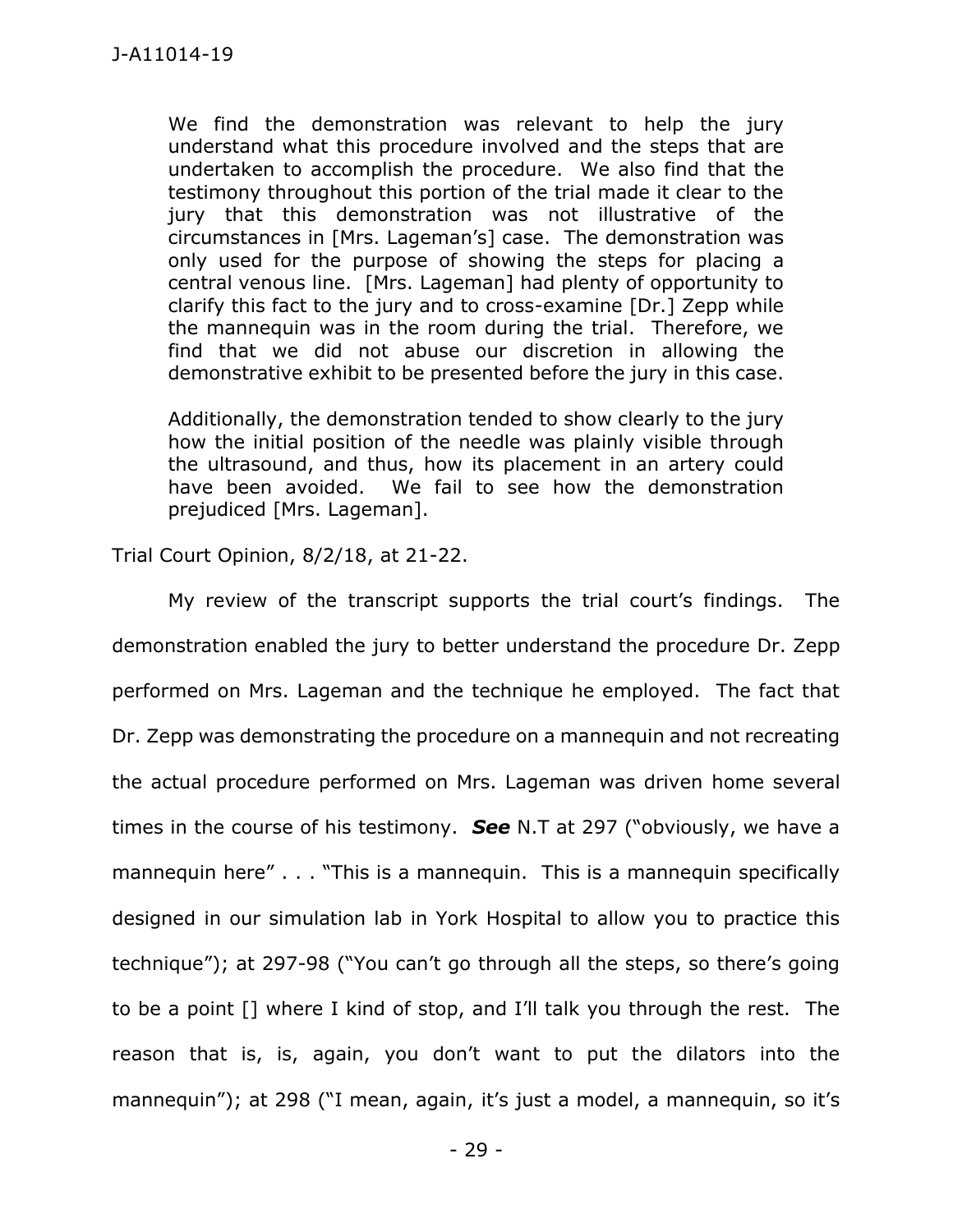> We find the demonstration was relevant to help the jury understand what this procedure involved and the steps that are undertaken to accomplish the procedure. We also find that the testimony throughout this portion of the trial made it clear to the jury that this demonstration was not illustrative of the circumstances in [Mrs. Lageman's] case. The demonstration was only used for the purpose of showing the steps for placing a central venous line. [Mrs. Lageman] had plenty of opportunity to clarify this fact to the jury and to cross-examine [Dr.] Zepp while the mannequin was in the room during the trial. Therefore, we find that we did not abuse our discretion in allowing the demonstrative exhibit to be presented before the jury in this case.
>
> Additionally, the demonstration tended to show clearly to the jury how the initial position of the needle was plainly visible through the ultrasound, and thus, how its placement in an artery could have been avoided. We fail to see how the demonstration prejudiced [Mrs. Lageman].

Trial Court Opinion, 8/2/18, at 21-22.

My review of the transcript supports the trial court's findings. The demonstration enabled the jury to better understand the procedure Dr. Zepp performed on Mrs. Lageman and the technique he employed. The fact that Dr. Zepp was demonstrating the procedure on a mannequin and not recreating the actual procedure performed on Mrs. Lageman was driven home several times in the course of his testimony. ***See*** N.T at 297 ("obviously, we have a mannequin here" . . . "This is a mannequin. This is a mannequin specifically designed in our simulation lab in York Hospital to allow you to practice this technique"); at 297-98 ("You can't go through all the steps, so there's going to be a point [] where I kind of stop, and I'll talk you through the rest. The reason that is, is, again, you don't want to put the dilators into the mannequin"); at 298 ("I mean, again, it's just a model, a mannequin, so it's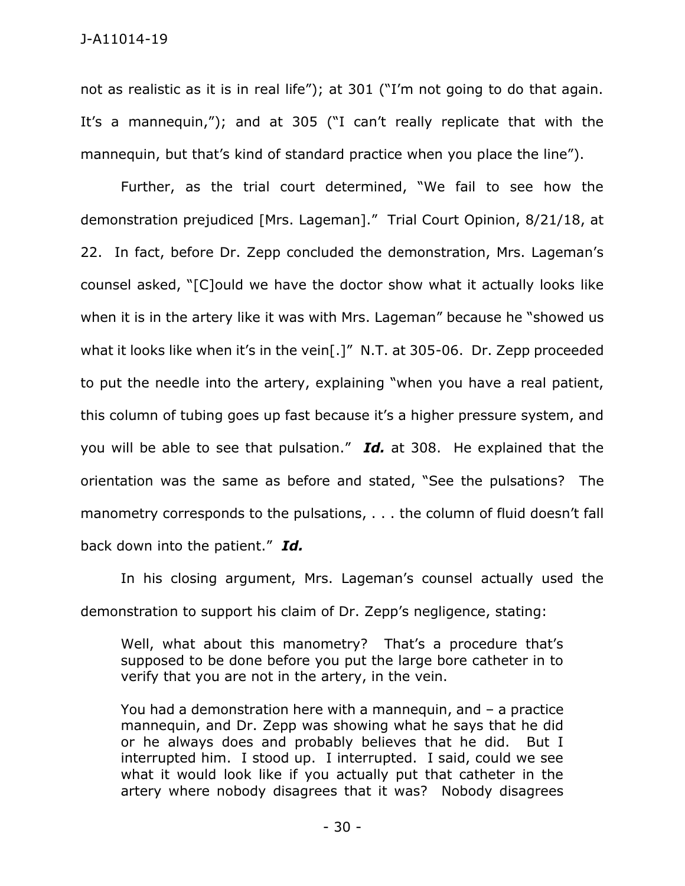not as realistic as it is in real life"); at 301 ("I'm not going to do that again. It's a mannequin,"); and at 305 ("I can't really replicate that with the mannequin, but that's kind of standard practice when you place the line").

Further, as the trial court determined, "We fail to see how the demonstration prejudiced [Mrs. Lageman]." Trial Court Opinion, 8/21/18, at 22. In fact, before Dr. Zepp concluded the demonstration, Mrs. Lageman's counsel asked, "[C]ould we have the doctor show what it actually looks like when it is in the artery like it was with Mrs. Lageman" because he "showed us what it looks like when it's in the vein[.]" N.T. at 305-06. Dr. Zepp proceeded to put the needle into the artery, explaining "when you have a real patient, this column of tubing goes up fast because it's a higher pressure system, and you will be able to see that pulsation." ***Id.*** at 308. He explained that the orientation was the same as before and stated, "See the pulsations? The manometry corresponds to the pulsations, . . . the column of fluid doesn't fall back down into the patient." ***Id.***

In his closing argument, Mrs. Lageman's counsel actually used the demonstration to support his claim of Dr. Zepp's negligence, stating:

> Well, what about this manometry? That's a procedure that's supposed to be done before you put the large bore catheter in to verify that you are not in the artery, in the vein.
>
> You had a demonstration here with a mannequin, and – a practice mannequin, and Dr. Zepp was showing what he says that he did or he always does and probably believes that he did. But I interrupted him. I stood up. I interrupted. I said, could we see what it would look like if you actually put that catheter in the artery where nobody disagrees that it was? Nobody disagrees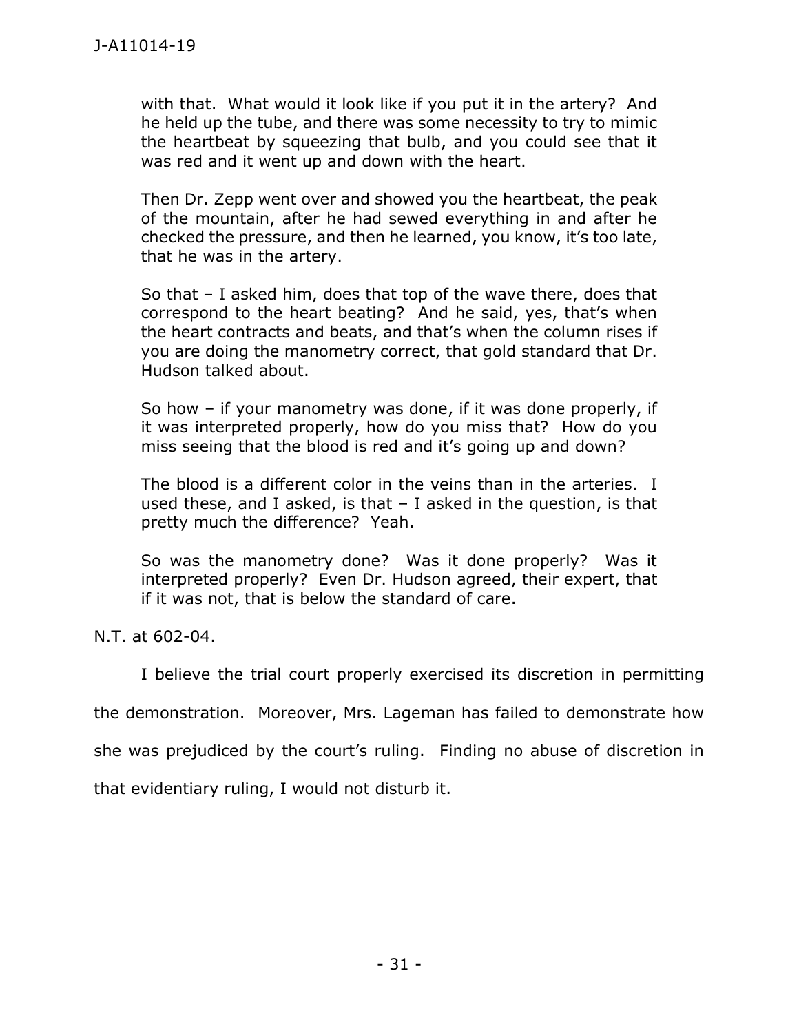> with that. What would it look like if you put it in the artery? And he held up the tube, and there was some necessity to try to mimic the heartbeat by squeezing that bulb, and you could see that it was red and it went up and down with the heart.
>
> Then Dr. Zepp went over and showed you the heartbeat, the peak of the mountain, after he had sewed everything in and after he checked the pressure, and then he learned, you know, it's too late, that he was in the artery.
>
> So that – I asked him, does that top of the wave there, does that correspond to the heart beating? And he said, yes, that's when the heart contracts and beats, and that's when the column rises if you are doing the manometry correct, that gold standard that Dr. Hudson talked about.
>
> So how – if your manometry was done, if it was done properly, if it was interpreted properly, how do you miss that? How do you miss seeing that the blood is red and it's going up and down?
>
> The blood is a different color in the veins than in the arteries. I used these, and I asked, is that – I asked in the question, is that pretty much the difference? Yeah.
>
> So was the manometry done? Was it done properly? Was it interpreted properly? Even Dr. Hudson agreed, their expert, that if it was not, that is below the standard of care.

N.T. at 602-04.

I believe the trial court properly exercised its discretion in permitting the demonstration. Moreover, Mrs. Lageman has failed to demonstrate how she was prejudiced by the court's ruling. Finding no abuse of discretion in that evidentiary ruling, I would not disturb it.